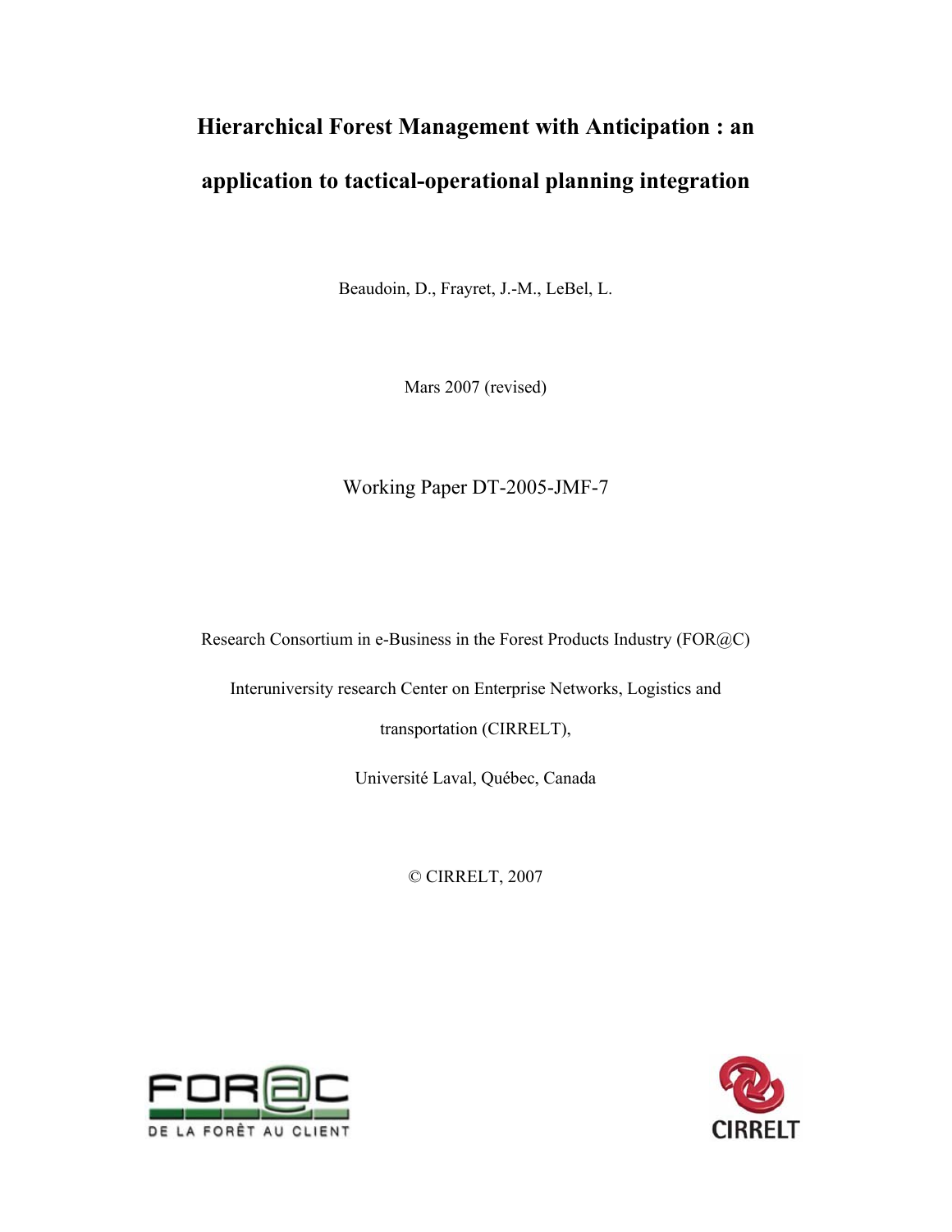# Hierarchical Forest Management with Anticipation : an application to tactical-operational planning integration

Beaudoin, D., Frayret, J.-M., LeBel, L.

Mars 2007 (revised)

Working Paper DT-2005-JMF-7

Research Consortium in e-Business in the Forest Products Industry (FOR@C)

Interuniversity research Center on Enterprise Networks, Logistics and transportation (CIRRELT),

Université Laval, Québec, Canada

© CIRRELT, 2007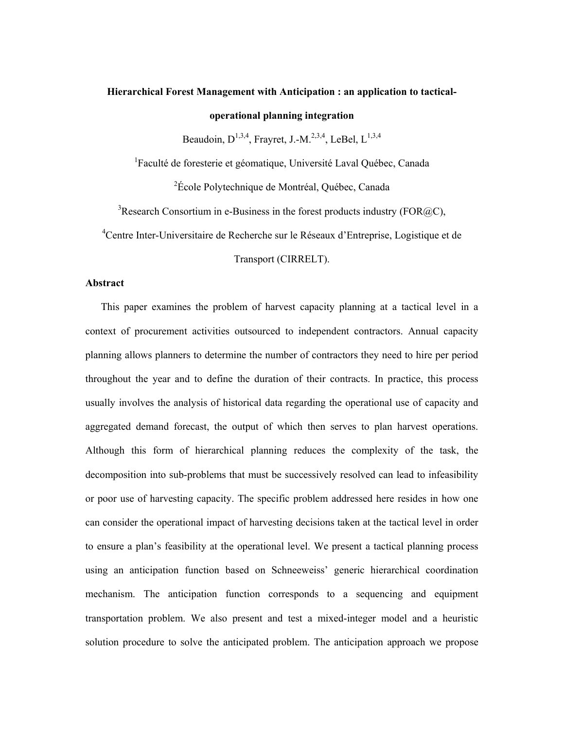**Hierarchical Forest Management with Anticipation : an application to tactical-operational planning integration**

Beaudoin, D[1,3,4], Frayret, J.-M.[2,3,4], LeBel, L[1,3,4]

[1]Faculté de foresterie et géomatique, Université Laval Québec, Canada

[2]École Polytechnique de Montréal, Québec, Canada

[3]Research Consortium in e-Business in the forest products industry (FOR@C),

[4]Centre Inter-Universitaire de Recherche sur le Réseaux d'Entreprise, Logistique et de Transport (CIRRELT).

**Abstract**

This paper examines the problem of harvest capacity planning at a tactical level in a context of procurement activities outsourced to independent contractors. Annual capacity planning allows planners to determine the number of contractors they need to hire per period throughout the year and to define the duration of their contracts. In practice, this process usually involves the analysis of historical data regarding the operational use of capacity and aggregated demand forecast, the output of which then serves to plan harvest operations. Although this form of hierarchical planning reduces the complexity of the task, the decomposition into sub-problems that must be successively resolved can lead to infeasibility or poor use of harvesting capacity. The specific problem addressed here resides in how one can consider the operational impact of harvesting decisions taken at the tactical level in order to ensure a plan's feasibility at the operational level. We present a tactical planning process using an anticipation function based on Schneeweiss' generic hierarchical coordination mechanism. The anticipation function corresponds to a sequencing and equipment transportation problem. We also present and test a mixed-integer model and a heuristic solution procedure to solve the anticipated problem. The anticipation approach we propose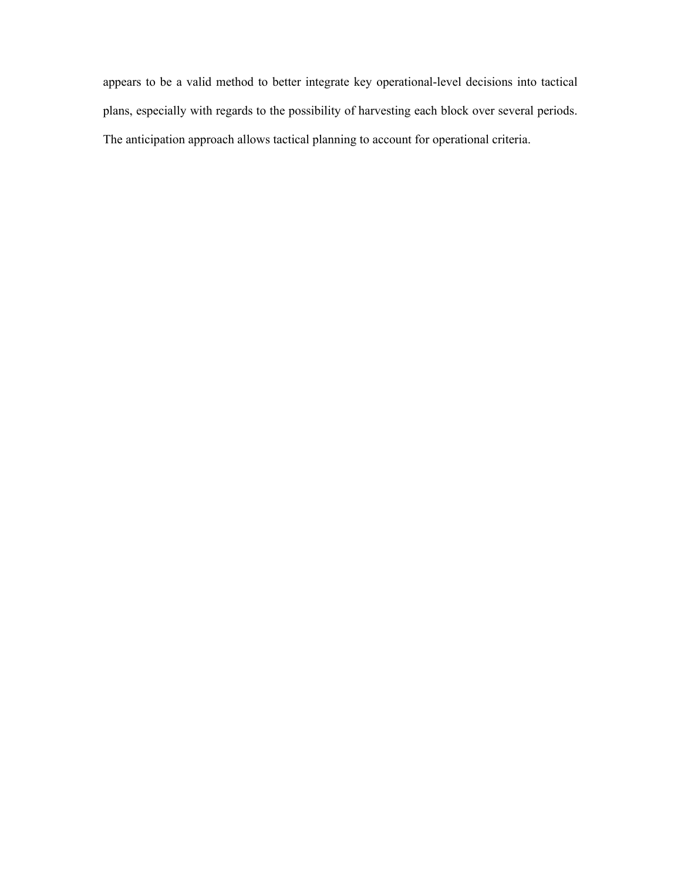appears to be a valid method to better integrate key operational-level decisions into tactical plans, especially with regards to the possibility of harvesting each block over several periods. The anticipation approach allows tactical planning to account for operational criteria.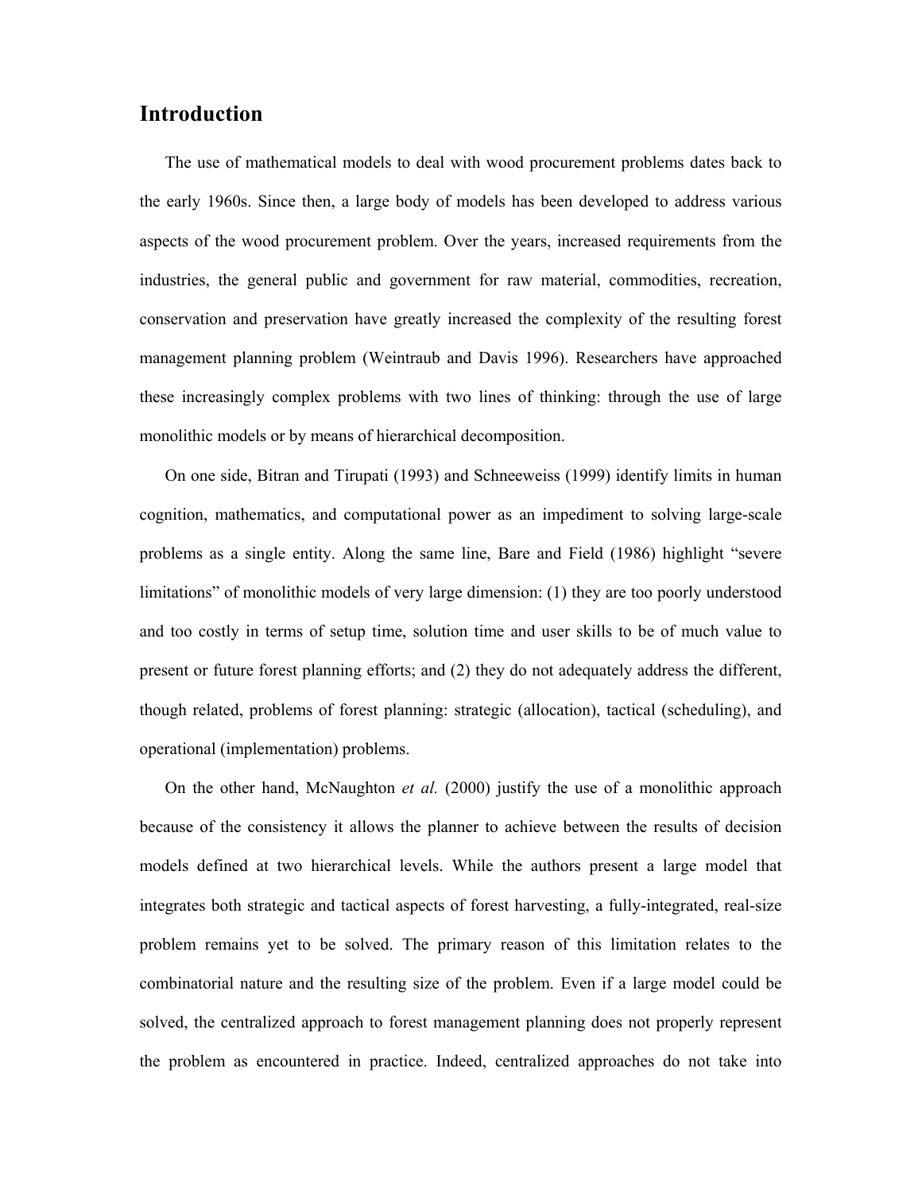## Introduction

The use of mathematical models to deal with wood procurement problems dates back to the early 1960s. Since then, a large body of models has been developed to address various aspects of the wood procurement problem. Over the years, increased requirements from the industries, the general public and government for raw material, commodities, recreation, conservation and preservation have greatly increased the complexity of the resulting forest management planning problem (Weintraub and Davis 1996). Researchers have approached these increasingly complex problems with two lines of thinking: through the use of large monolithic models or by means of hierarchical decomposition.

On one side, Bitran and Tirupati (1993) and Schneeweiss (1999) identify limits in human cognition, mathematics, and computational power as an impediment to solving large-scale problems as a single entity. Along the same line, Bare and Field (1986) highlight "severe limitations" of monolithic models of very large dimension: (1) they are too poorly understood and too costly in terms of setup time, solution time and user skills to be of much value to present or future forest planning efforts; and (2) they do not adequately address the different, though related, problems of forest planning: strategic (allocation), tactical (scheduling), and operational (implementation) problems.

On the other hand, McNaughton *et al.* (2000) justify the use of a monolithic approach because of the consistency it allows the planner to achieve between the results of decision models defined at two hierarchical levels. While the authors present a large model that integrates both strategic and tactical aspects of forest harvesting, a fully-integrated, real-size problem remains yet to be solved. The primary reason of this limitation relates to the combinatorial nature and the resulting size of the problem. Even if a large model could be solved, the centralized approach to forest management planning does not properly represent the problem as encountered in practice. Indeed, centralized approaches do not take into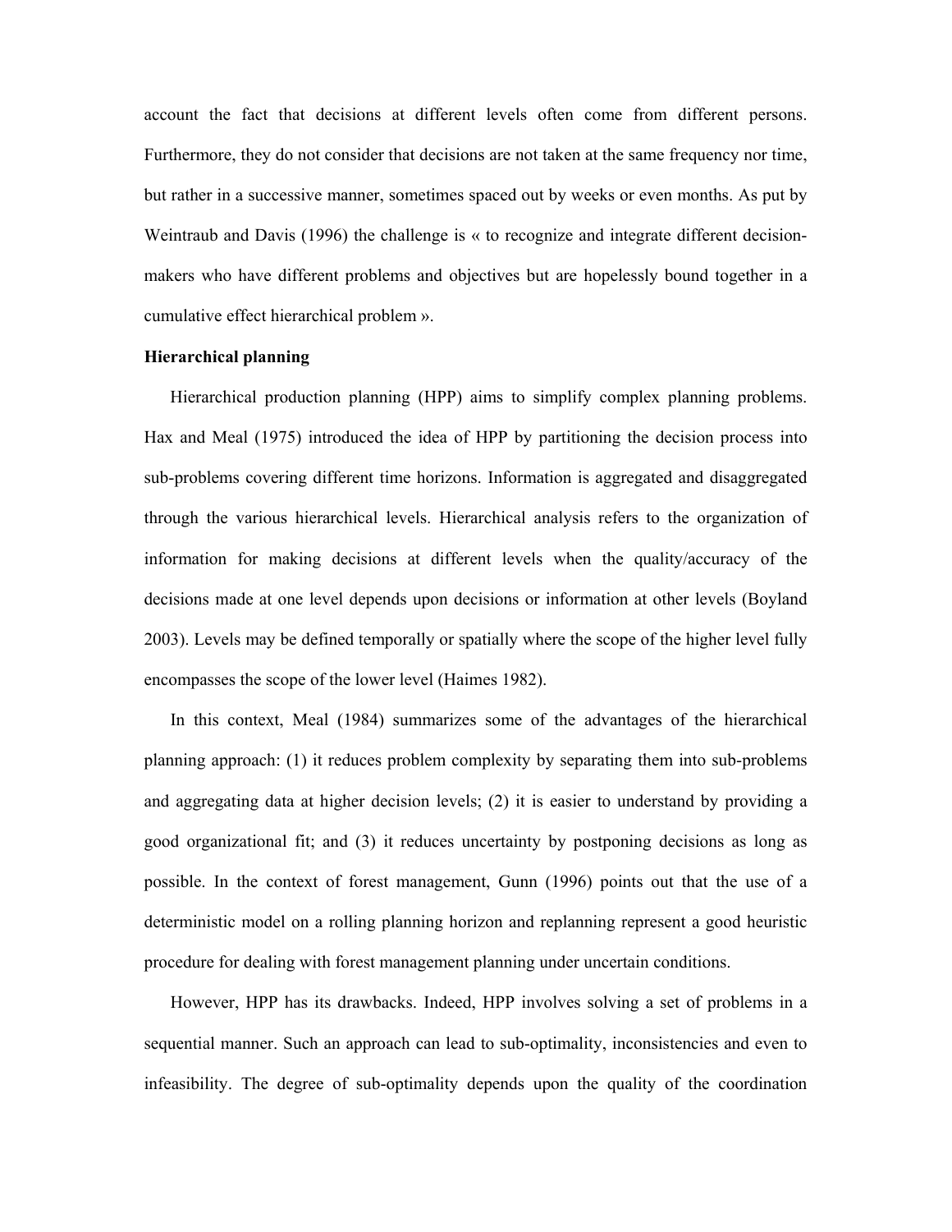account the fact that decisions at different levels often come from different persons. Furthermore, they do not consider that decisions are not taken at the same frequency nor time, but rather in a successive manner, sometimes spaced out by weeks or even months. As put by Weintraub and Davis (1996) the challenge is « to recognize and integrate different decision-makers who have different problems and objectives but are hopelessly bound together in a cumulative effect hierarchical problem ».

**Hierarchical planning**

Hierarchical production planning (HPP) aims to simplify complex planning problems. Hax and Meal (1975) introduced the idea of HPP by partitioning the decision process into sub-problems covering different time horizons. Information is aggregated and disaggregated through the various hierarchical levels. Hierarchical analysis refers to the organization of information for making decisions at different levels when the quality/accuracy of the decisions made at one level depends upon decisions or information at other levels (Boyland 2003). Levels may be defined temporally or spatially where the scope of the higher level fully encompasses the scope of the lower level (Haimes 1982).

In this context, Meal (1984) summarizes some of the advantages of the hierarchical planning approach: (1) it reduces problem complexity by separating them into sub-problems and aggregating data at higher decision levels; (2) it is easier to understand by providing a good organizational fit; and (3) it reduces uncertainty by postponing decisions as long as possible. In the context of forest management, Gunn (1996) points out that the use of a deterministic model on a rolling planning horizon and replanning represent a good heuristic procedure for dealing with forest management planning under uncertain conditions.

However, HPP has its drawbacks. Indeed, HPP involves solving a set of problems in a sequential manner. Such an approach can lead to sub-optimality, inconsistencies and even to infeasibility. The degree of sub-optimality depends upon the quality of the coordination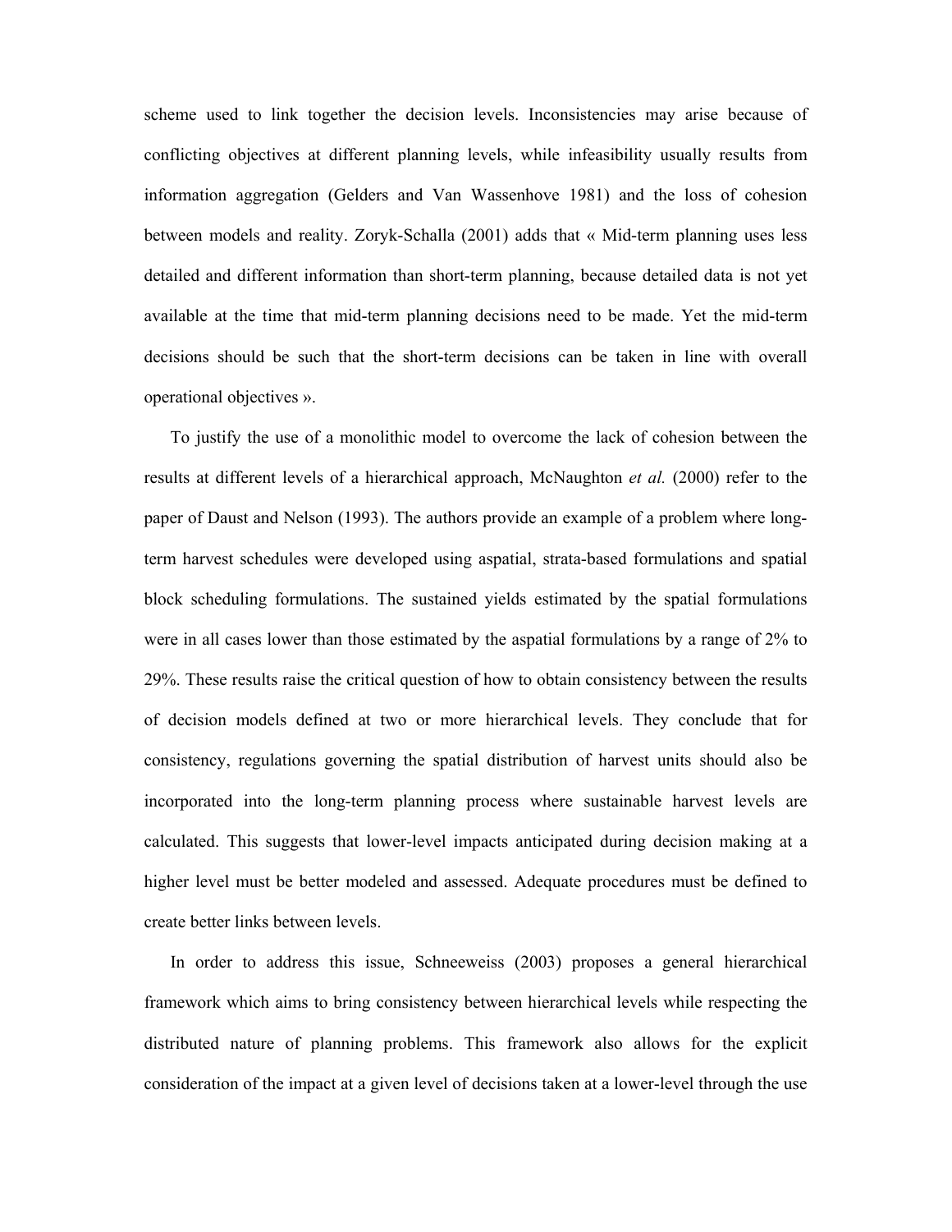scheme used to link together the decision levels. Inconsistencies may arise because of conflicting objectives at different planning levels, while infeasibility usually results from information aggregation (Gelders and Van Wassenhove 1981) and the loss of cohesion between models and reality. Zoryk-Schalla (2001) adds that « Mid-term planning uses less detailed and different information than short-term planning, because detailed data is not yet available at the time that mid-term planning decisions need to be made. Yet the mid-term decisions should be such that the short-term decisions can be taken in line with overall operational objectives ».

To justify the use of a monolithic model to overcome the lack of cohesion between the results at different levels of a hierarchical approach, McNaughton *et al.* (2000) refer to the paper of Daust and Nelson (1993). The authors provide an example of a problem where long-term harvest schedules were developed using aspatial, strata-based formulations and spatial block scheduling formulations. The sustained yields estimated by the spatial formulations were in all cases lower than those estimated by the aspatial formulations by a range of 2% to 29%. These results raise the critical question of how to obtain consistency between the results of decision models defined at two or more hierarchical levels. They conclude that for consistency, regulations governing the spatial distribution of harvest units should also be incorporated into the long-term planning process where sustainable harvest levels are calculated. This suggests that lower-level impacts anticipated during decision making at a higher level must be better modeled and assessed. Adequate procedures must be defined to create better links between levels.

In order to address this issue, Schneeweiss (2003) proposes a general hierarchical framework which aims to bring consistency between hierarchical levels while respecting the distributed nature of planning problems. This framework also allows for the explicit consideration of the impact at a given level of decisions taken at a lower-level through the use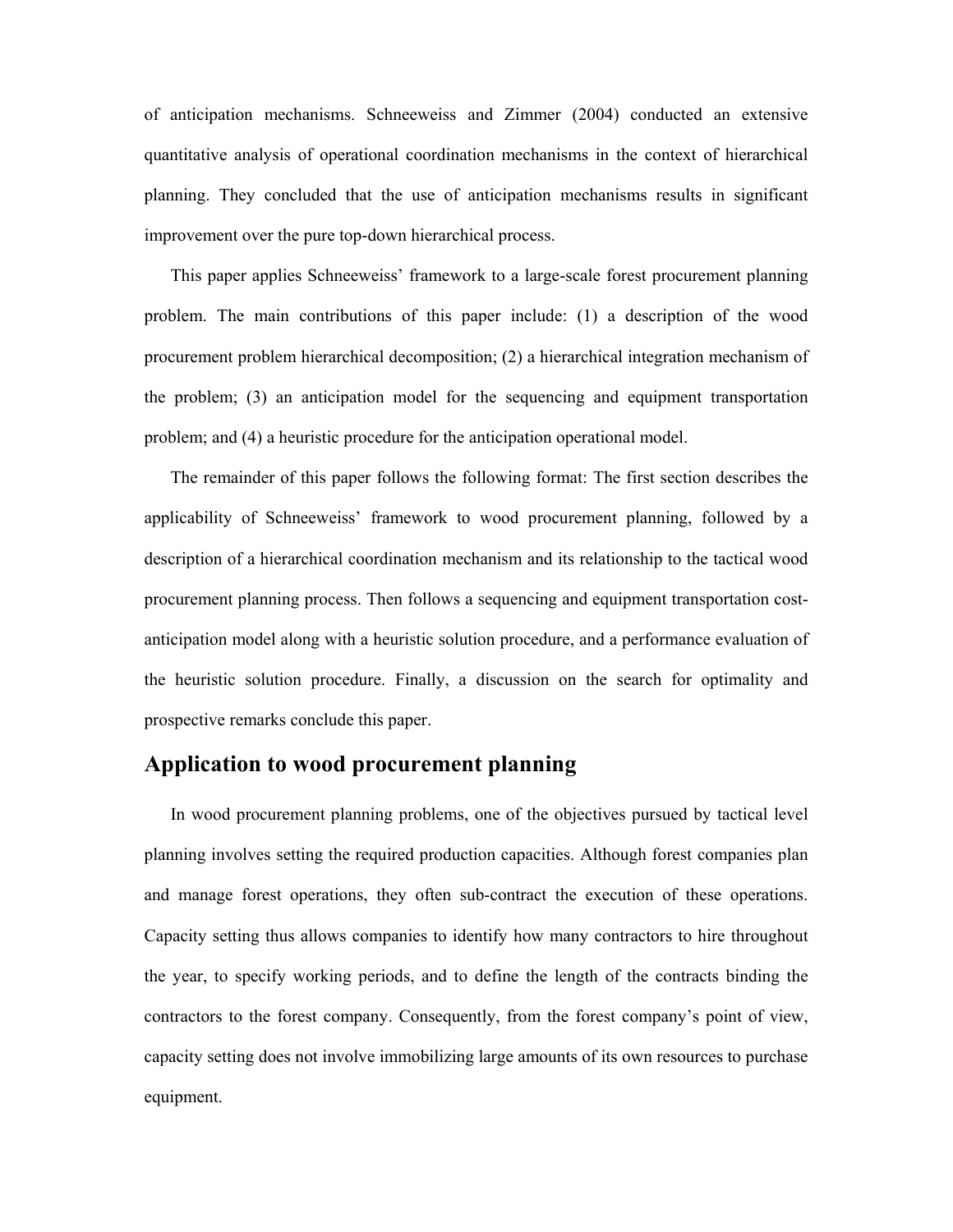of anticipation mechanisms. Schneeweiss and Zimmer (2004) conducted an extensive quantitative analysis of operational coordination mechanisms in the context of hierarchical planning. They concluded that the use of anticipation mechanisms results in significant improvement over the pure top-down hierarchical process.

This paper applies Schneeweiss' framework to a large-scale forest procurement planning problem. The main contributions of this paper include: (1) a description of the wood procurement problem hierarchical decomposition; (2) a hierarchical integration mechanism of the problem; (3) an anticipation model for the sequencing and equipment transportation problem; and (4) a heuristic procedure for the anticipation operational model.

The remainder of this paper follows the following format: The first section describes the applicability of Schneeweiss' framework to wood procurement planning, followed by a description of a hierarchical coordination mechanism and its relationship to the tactical wood procurement planning process. Then follows a sequencing and equipment transportation cost-anticipation model along with a heuristic solution procedure, and a performance evaluation of the heuristic solution procedure. Finally, a discussion on the search for optimality and prospective remarks conclude this paper.

## Application to wood procurement planning

In wood procurement planning problems, one of the objectives pursued by tactical level planning involves setting the required production capacities. Although forest companies plan and manage forest operations, they often sub-contract the execution of these operations. Capacity setting thus allows companies to identify how many contractors to hire throughout the year, to specify working periods, and to define the length of the contracts binding the contractors to the forest company. Consequently, from the forest company's point of view, capacity setting does not involve immobilizing large amounts of its own resources to purchase equipment.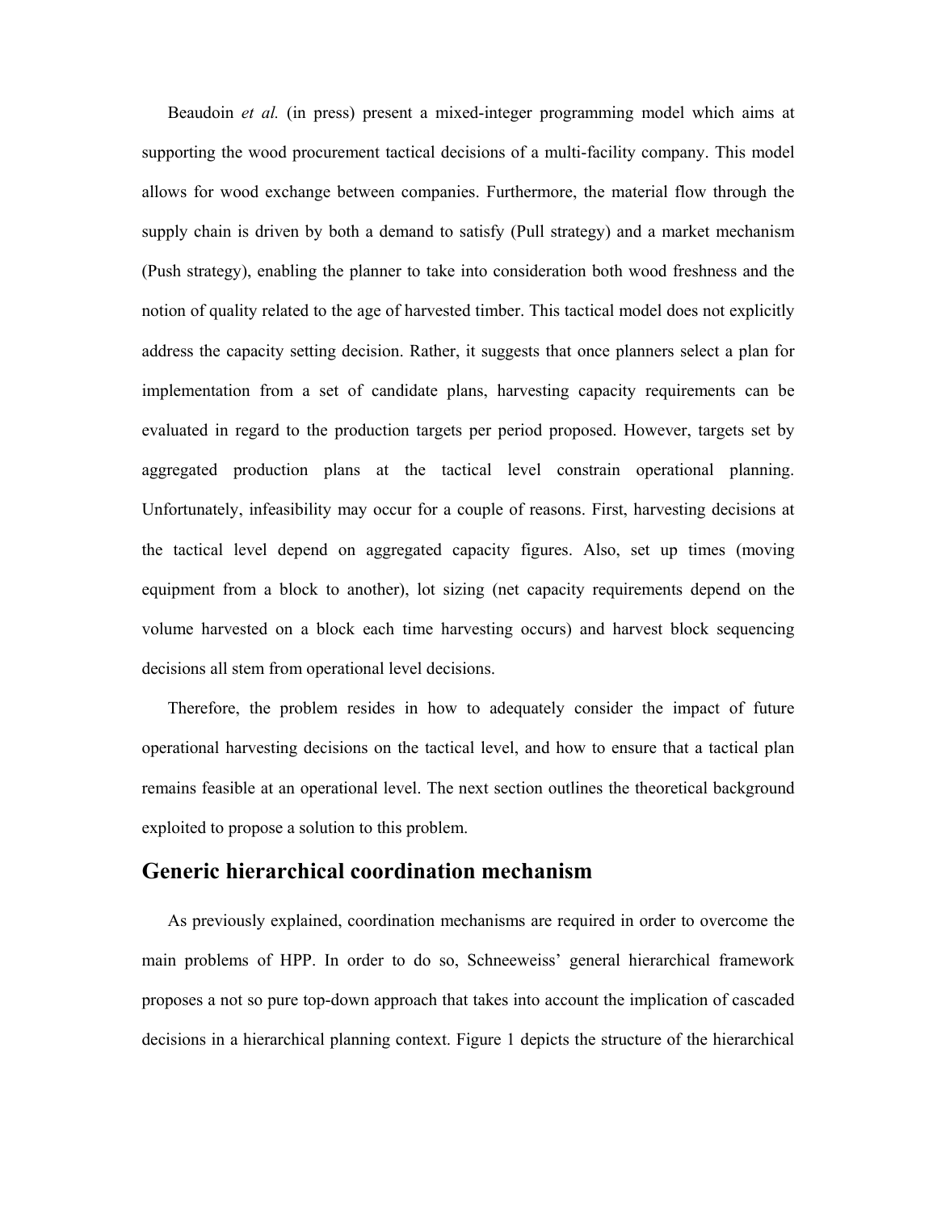Beaudoin *et al.* (in press) present a mixed-integer programming model which aims at supporting the wood procurement tactical decisions of a multi-facility company. This model allows for wood exchange between companies. Furthermore, the material flow through the supply chain is driven by both a demand to satisfy (Pull strategy) and a market mechanism (Push strategy), enabling the planner to take into consideration both wood freshness and the notion of quality related to the age of harvested timber. This tactical model does not explicitly address the capacity setting decision. Rather, it suggests that once planners select a plan for implementation from a set of candidate plans, harvesting capacity requirements can be evaluated in regard to the production targets per period proposed. However, targets set by aggregated production plans at the tactical level constrain operational planning. Unfortunately, infeasibility may occur for a couple of reasons. First, harvesting decisions at the tactical level depend on aggregated capacity figures. Also, set up times (moving equipment from a block to another), lot sizing (net capacity requirements depend on the volume harvested on a block each time harvesting occurs) and harvest block sequencing decisions all stem from operational level decisions.

Therefore, the problem resides in how to adequately consider the impact of future operational harvesting decisions on the tactical level, and how to ensure that a tactical plan remains feasible at an operational level. The next section outlines the theoretical background exploited to propose a solution to this problem.

## Generic hierarchical coordination mechanism

As previously explained, coordination mechanisms are required in order to overcome the main problems of HPP. In order to do so, Schneeweiss' general hierarchical framework proposes a not so pure top-down approach that takes into account the implication of cascaded decisions in a hierarchical planning context. Figure 1 depicts the structure of the hierarchical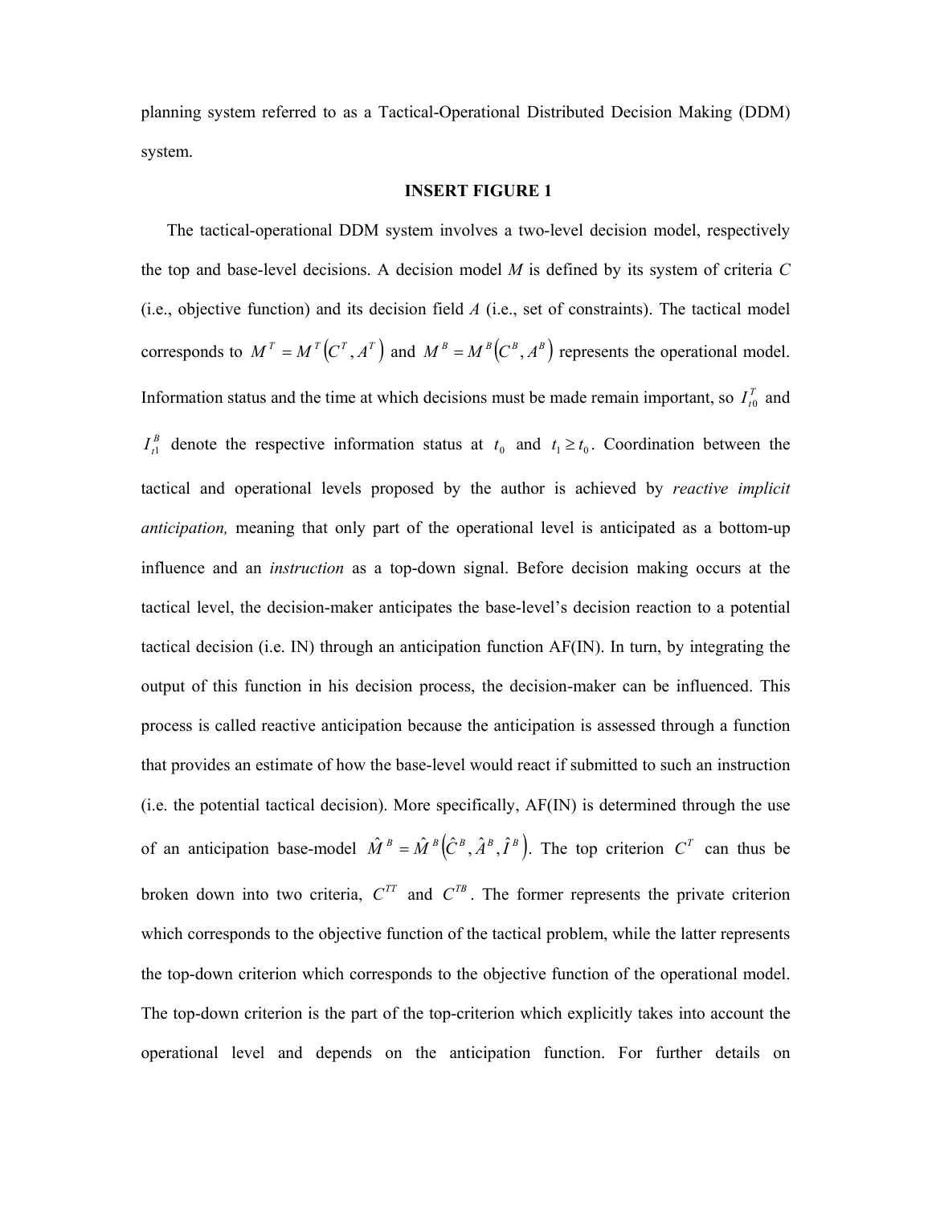planning system referred to as a Tactical-Operational Distributed Decision Making (DDM) system.

**INSERT FIGURE 1**

The tactical-operational DDM system involves a two-level decision model, respectively the top and base-level decisions. A decision model *M* is defined by its system of criteria *C* (i.e., objective function) and its decision field *A* (i.e., set of constraints). The tactical model corresponds to $M^T = M^T(C^T, A^T)$ and $M^B = M^B(C^B, A^B)$ represents the operational model. Information status and the time at which decisions must be made remain important, so $I_{t0}^T$ and $I_{t1}^B$ denote the respective information status at $t_0$ and $t_1 \geq t_0$. Coordination between the tactical and operational levels proposed by the author is achieved by *reactive implicit anticipation,* meaning that only part of the operational level is anticipated as a bottom-up influence and an *instruction* as a top-down signal. Before decision making occurs at the tactical level, the decision-maker anticipates the base-level's decision reaction to a potential tactical decision (i.e. IN) through an anticipation function AF(IN). In turn, by integrating the output of this function in his decision process, the decision-maker can be influenced. This process is called reactive anticipation because the anticipation is assessed through a function that provides an estimate of how the base-level would react if submitted to such an instruction (i.e. the potential tactical decision). More specifically, AF(IN) is determined through the use of an anticipation base-model $\hat{M}^B = \hat{M}^B(\hat{C}^B, \hat{A}^B, \hat{I}^B)$. The top criterion $C^T$ can thus be broken down into two criteria, $C^{TT}$ and $C^{TB}$. The former represents the private criterion which corresponds to the objective function of the tactical problem, while the latter represents the top-down criterion which corresponds to the objective function of the operational model. The top-down criterion is the part of the top-criterion which explicitly takes into account the operational level and depends on the anticipation function. For further details on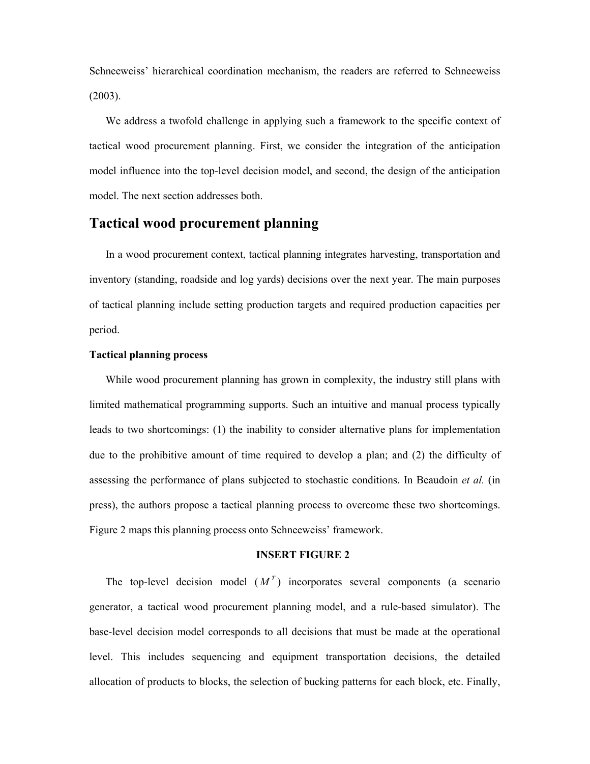Schneeweiss' hierarchical coordination mechanism, the readers are referred to Schneeweiss (2003).

We address a twofold challenge in applying such a framework to the specific context of tactical wood procurement planning. First, we consider the integration of the anticipation model influence into the top-level decision model, and second, the design of the anticipation model. The next section addresses both.

## Tactical wood procurement planning

In a wood procurement context, tactical planning integrates harvesting, transportation and inventory (standing, roadside and log yards) decisions over the next year. The main purposes of tactical planning include setting production targets and required production capacities per period.

### Tactical planning process

While wood procurement planning has grown in complexity, the industry still plans with limited mathematical programming supports. Such an intuitive and manual process typically leads to two shortcomings: (1) the inability to consider alternative plans for implementation due to the prohibitive amount of time required to develop a plan; and (2) the difficulty of assessing the performance of plans subjected to stochastic conditions. In Beaudoin *et al.* (in press), the authors propose a tactical planning process to overcome these two shortcomings. Figure 2 maps this planning process onto Schneeweiss' framework.

**INSERT FIGURE 2**

The top-level decision model ($M^T$) incorporates several components (a scenario generator, a tactical wood procurement planning model, and a rule-based simulator). The base-level decision model corresponds to all decisions that must be made at the operational level. This includes sequencing and equipment transportation decisions, the detailed allocation of products to blocks, the selection of bucking patterns for each block, etc. Finally,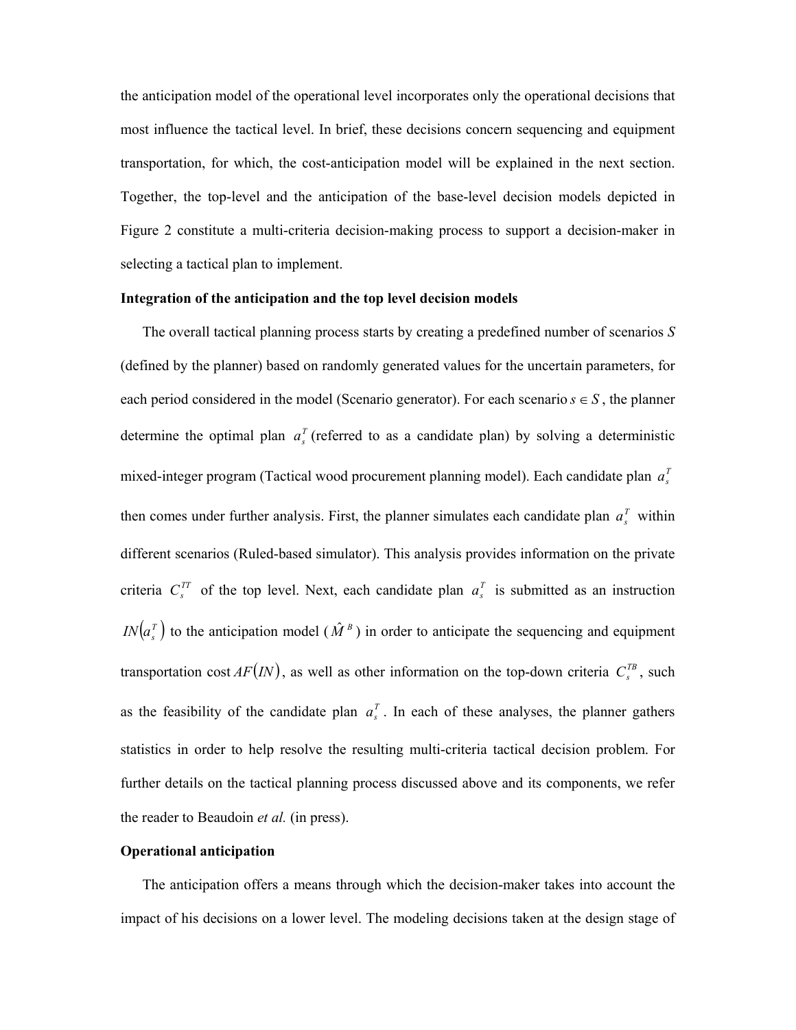the anticipation model of the operational level incorporates only the operational decisions that most influence the tactical level. In brief, these decisions concern sequencing and equipment transportation, for which, the cost-anticipation model will be explained in the next section. Together, the top-level and the anticipation of the base-level decision models depicted in Figure 2 constitute a multi-criteria decision-making process to support a decision-maker in selecting a tactical plan to implement.

**Integration of the anticipation and the top level decision models**

The overall tactical planning process starts by creating a predefined number of scenarios $S$ (defined by the planner) based on randomly generated values for the uncertain parameters, for each period considered in the model (Scenario generator). For each scenario $s \in S$, the planner determine the optimal plan $a_s^T$ (referred to as a candidate plan) by solving a deterministic mixed-integer program (Tactical wood procurement planning model). Each candidate plan $a_s^T$ then comes under further analysis. First, the planner simulates each candidate plan $a_s^T$ within different scenarios (Ruled-based simulator). This analysis provides information on the private criteria $C_s^{TT}$ of the top level. Next, each candidate plan $a_s^T$ is submitted as an instruction $IN\left(a_s^T\right)$ to the anticipation model ($\hat{M}^B$) in order to anticipate the sequencing and equipment transportation cost $AF(IN)$, as well as other information on the top-down criteria $C_s^{TB}$, such as the feasibility of the candidate plan $a_s^T$. In each of these analyses, the planner gathers statistics in order to help resolve the resulting multi-criteria tactical decision problem. For further details on the tactical planning process discussed above and its components, we refer the reader to Beaudoin *et al.* (in press).

**Operational anticipation**

The anticipation offers a means through which the decision-maker takes into account the impact of his decisions on a lower level. The modeling decisions taken at the design stage of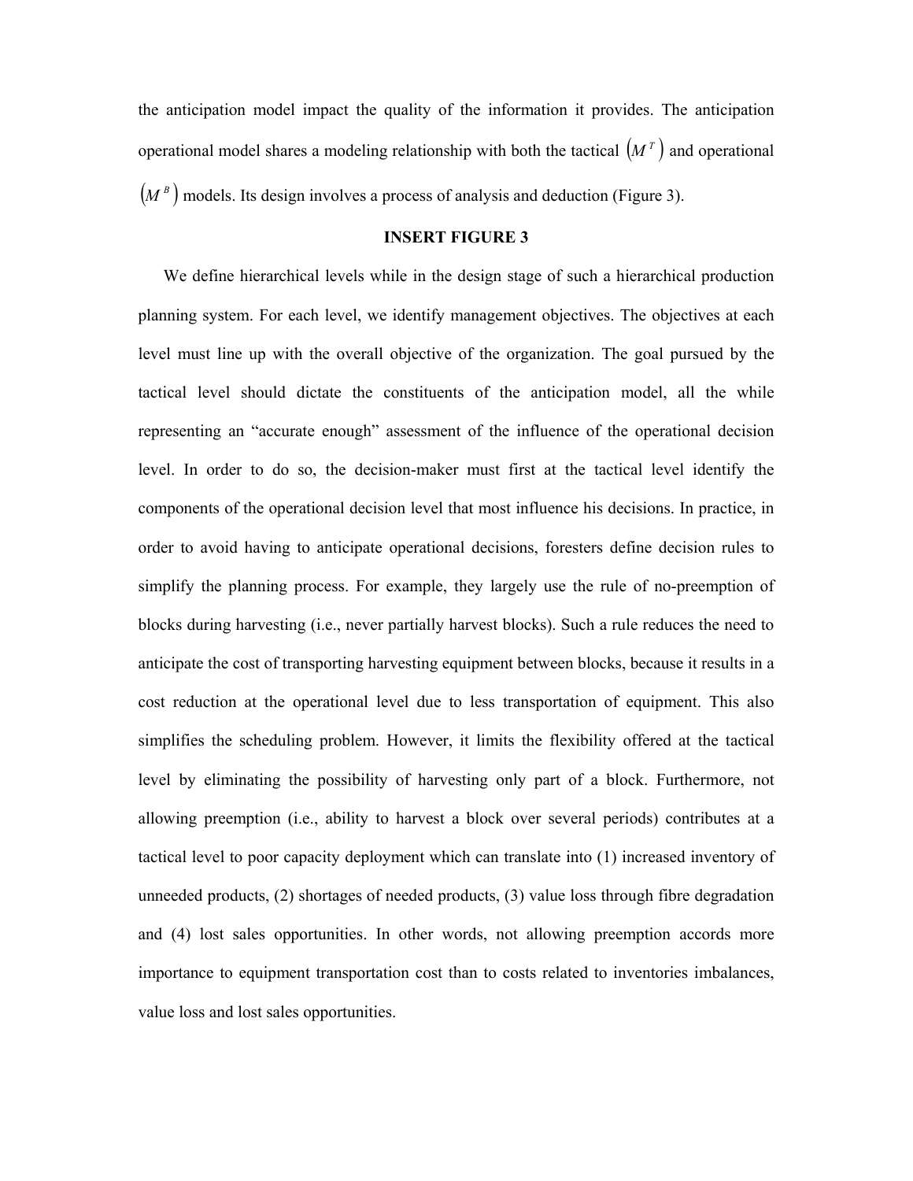the anticipation model impact the quality of the information it provides. The anticipation operational model shares a modeling relationship with both the tactical $\left(M^{T}\right)$ and operational $\left(M^{B}\right)$ models. Its design involves a process of analysis and deduction (Figure 3).

**INSERT FIGURE 3**

We define hierarchical levels while in the design stage of such a hierarchical production planning system. For each level, we identify management objectives. The objectives at each level must line up with the overall objective of the organization. The goal pursued by the tactical level should dictate the constituents of the anticipation model, all the while representing an "accurate enough" assessment of the influence of the operational decision level. In order to do so, the decision-maker must first at the tactical level identify the components of the operational decision level that most influence his decisions. In practice, in order to avoid having to anticipate operational decisions, foresters define decision rules to simplify the planning process. For example, they largely use the rule of no-preemption of blocks during harvesting (i.e., never partially harvest blocks). Such a rule reduces the need to anticipate the cost of transporting harvesting equipment between blocks, because it results in a cost reduction at the operational level due to less transportation of equipment. This also simplifies the scheduling problem. However, it limits the flexibility offered at the tactical level by eliminating the possibility of harvesting only part of a block. Furthermore, not allowing preemption (i.e., ability to harvest a block over several periods) contributes at a tactical level to poor capacity deployment which can translate into (1) increased inventory of unneeded products, (2) shortages of needed products, (3) value loss through fibre degradation and (4) lost sales opportunities. In other words, not allowing preemption accords more importance to equipment transportation cost than to costs related to inventories imbalances, value loss and lost sales opportunities.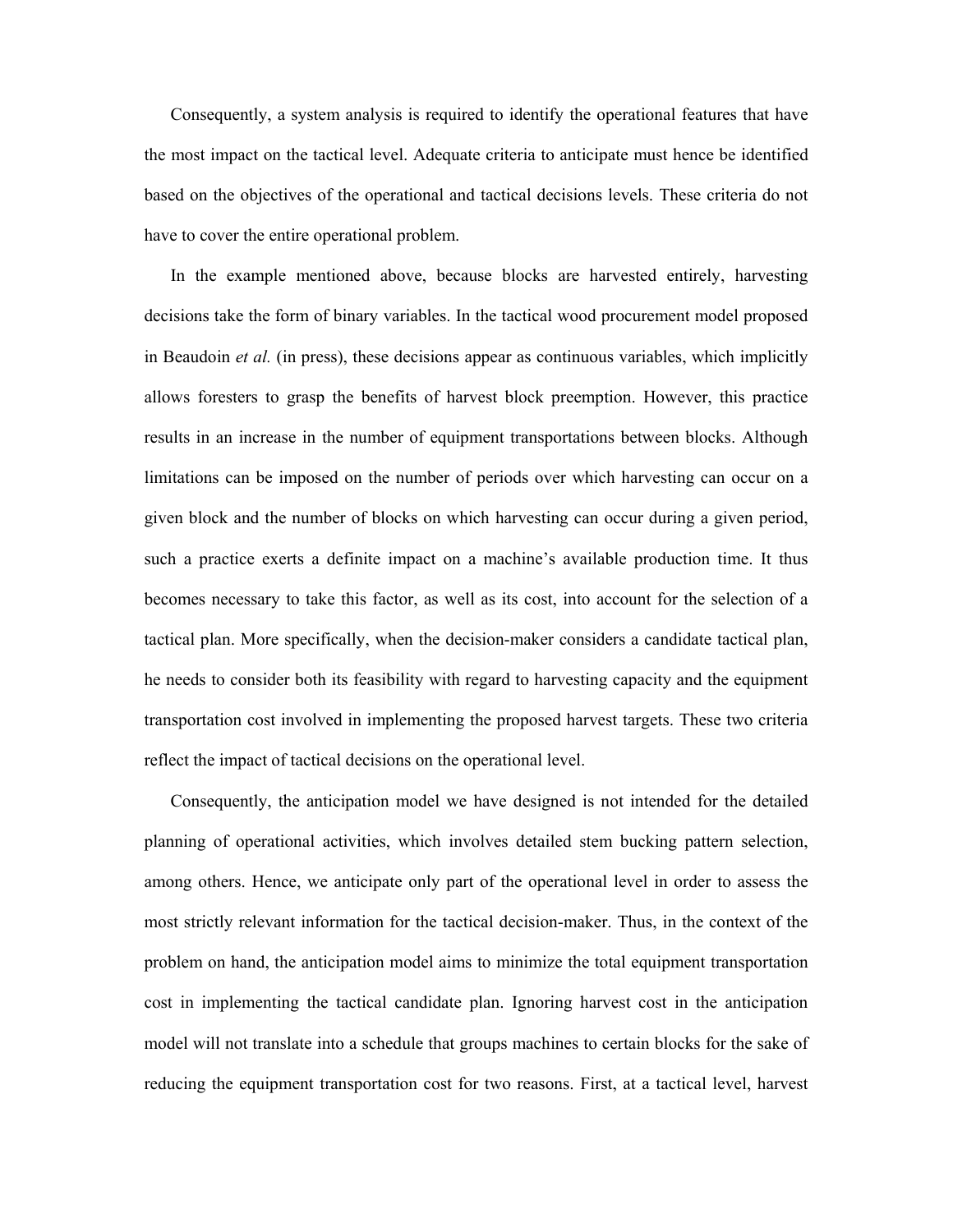Consequently, a system analysis is required to identify the operational features that have the most impact on the tactical level. Adequate criteria to anticipate must hence be identified based on the objectives of the operational and tactical decisions levels. These criteria do not have to cover the entire operational problem.

In the example mentioned above, because blocks are harvested entirely, harvesting decisions take the form of binary variables. In the tactical wood procurement model proposed in Beaudoin *et al.* (in press), these decisions appear as continuous variables, which implicitly allows foresters to grasp the benefits of harvest block preemption. However, this practice results in an increase in the number of equipment transportations between blocks. Although limitations can be imposed on the number of periods over which harvesting can occur on a given block and the number of blocks on which harvesting can occur during a given period, such a practice exerts a definite impact on a machine's available production time. It thus becomes necessary to take this factor, as well as its cost, into account for the selection of a tactical plan. More specifically, when the decision-maker considers a candidate tactical plan, he needs to consider both its feasibility with regard to harvesting capacity and the equipment transportation cost involved in implementing the proposed harvest targets. These two criteria reflect the impact of tactical decisions on the operational level.

Consequently, the anticipation model we have designed is not intended for the detailed planning of operational activities, which involves detailed stem bucking pattern selection, among others. Hence, we anticipate only part of the operational level in order to assess the most strictly relevant information for the tactical decision-maker. Thus, in the context of the problem on hand, the anticipation model aims to minimize the total equipment transportation cost in implementing the tactical candidate plan. Ignoring harvest cost in the anticipation model will not translate into a schedule that groups machines to certain blocks for the sake of reducing the equipment transportation cost for two reasons. First, at a tactical level, harvest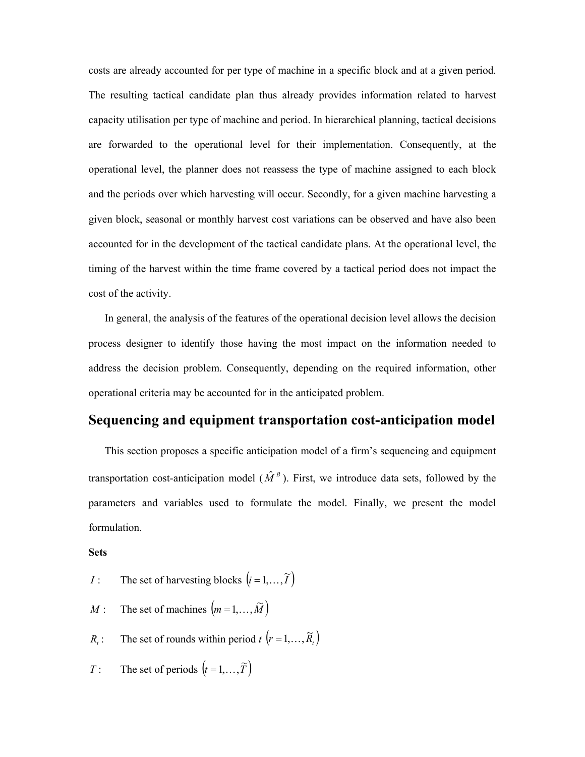costs are already accounted for per type of machine in a specific block and at a given period. The resulting tactical candidate plan thus already provides information related to harvest capacity utilisation per type of machine and period. In hierarchical planning, tactical decisions are forwarded to the operational level for their implementation. Consequently, at the operational level, the planner does not reassess the type of machine assigned to each block and the periods over which harvesting will occur. Secondly, for a given machine harvesting a given block, seasonal or monthly harvest cost variations can be observed and have also been accounted for in the development of the tactical candidate plans. At the operational level, the timing of the harvest within the time frame covered by a tactical period does not impact the cost of the activity.

In general, the analysis of the features of the operational decision level allows the decision process designer to identify those having the most impact on the information needed to address the decision problem. Consequently, depending on the required information, other operational criteria may be accounted for in the anticipated problem.

## Sequencing and equipment transportation cost-anticipation model

This section proposes a specific anticipation model of a firm's sequencing and equipment transportation cost-anticipation model ($\hat{M}^B$). First, we introduce data sets, followed by the parameters and variables used to formulate the model. Finally, we present the model formulation.

**Sets**

$I$ : The set of harvesting blocks $\left(i = 1, \ldots, \widetilde{I}\right)$

$M$ : The set of machines $\left(m = 1, \ldots, \widetilde{M}\right)$

$R_t$ : The set of rounds within period $t$ $\left(r = 1, \ldots, \widetilde{R}_t\right)$

$T$ : The set of periods $\left(t = 1, \ldots, \widetilde{T}\right)$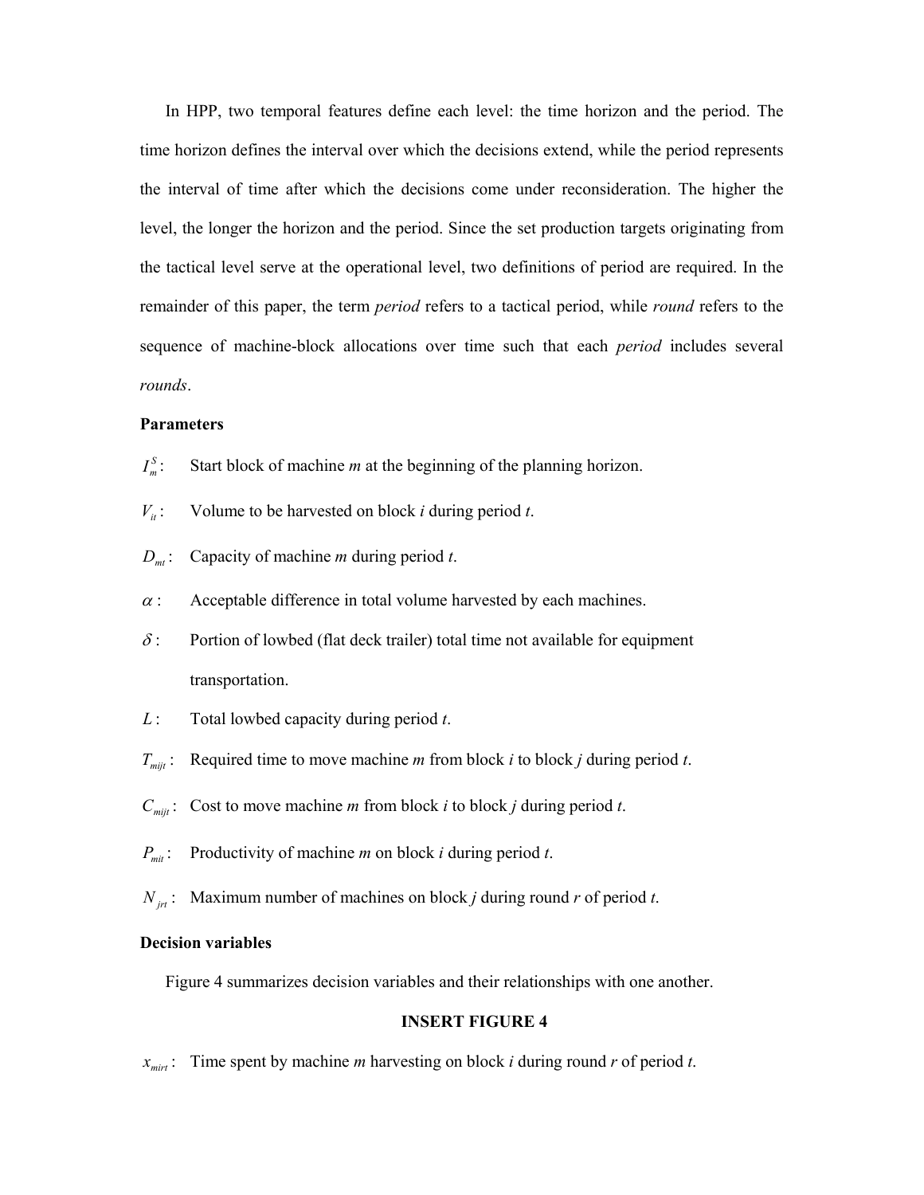In HPP, two temporal features define each level: the time horizon and the period. The time horizon defines the interval over which the decisions extend, while the period represents the interval of time after which the decisions come under reconsideration. The higher the level, the longer the horizon and the period. Since the set production targets originating from the tactical level serve at the operational level, two definitions of period are required. In the remainder of this paper, the term *period* refers to a tactical period, while *round* refers to the sequence of machine-block allocations over time such that each *period* includes several *rounds*.

**Parameters**

$I_m^S$: Start block of machine *m* at the beginning of the planning horizon.

$V_{it}$: Volume to be harvested on block *i* during period *t*.

$D_{mt}$: Capacity of machine *m* during period *t*.

$\alpha$: Acceptable difference in total volume harvested by each machines.

$\delta$: Portion of lowbed (flat deck trailer) total time not available for equipment transportation.

$L$: Total lowbed capacity during period *t*.

$T_{mijt}$: Required time to move machine *m* from block *i* to block *j* during period *t*.

$C_{mijt}$: Cost to move machine *m* from block *i* to block *j* during period *t*.

$P_{mit}$: Productivity of machine *m* on block *i* during period *t*.

$N_{jrt}$: Maximum number of machines on block *j* during round *r* of period *t*.

**Decision variables**

Figure 4 summarizes decision variables and their relationships with one another.

**INSERT FIGURE 4**

$x_{mirt}$: Time spent by machine *m* harvesting on block *i* during round *r* of period *t*.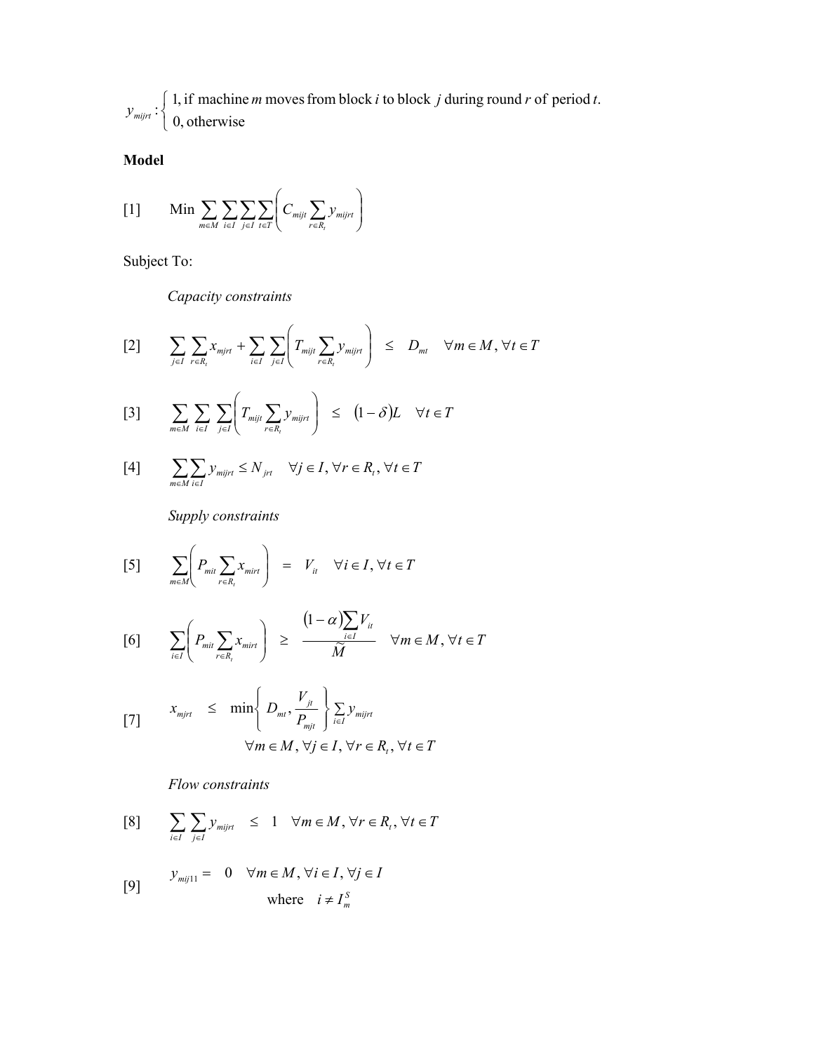$$y_{mijrt} : \begin{cases} 1, \text{if machine } m \text{ moves from block } i \text{ to block } j \text{ during round } r \text{ of period } t. \\ 0, \text{otherwise} \end{cases}$$

**Model**

$$[1] \qquad \text{Min } \sum_{m \in M} \sum_{i \in I} \sum_{j \in I} \sum_{t \in T} \left( C_{mijt} \sum_{r \in R_t} y_{mijrt} \right)$$

Subject To:

*Capacity constraints*

$$[2] \qquad \sum_{j \in I} \sum_{r \in R_t} x_{mjrt} + \sum_{i \in I} \sum_{j \in I} \left( T_{mijt} \sum_{r \in R_t} y_{mijrt} \right) \leq D_{mt} \quad \forall m \in M, \forall t \in T$$

$$[3] \qquad \sum_{m \in M} \sum_{i \in I} \sum_{j \in I} \left( T_{mijt} \sum_{r \in R_t} y_{mijrt} \right) \leq (1 - \delta) L \quad \forall t \in T$$

$$[4] \qquad \sum_{m \in M} \sum_{i \in I} y_{mijrt} \leq N_{jrt} \quad \forall j \in I, \forall r \in R_t, \forall t \in T$$

*Supply constraints*

$$[5] \qquad \sum_{m \in M} \left( P_{mit} \sum_{r \in R_t} x_{mirt} \right) = V_{it} \quad \forall i \in I, \forall t \in T$$

$$[6] \qquad \sum_{i \in I} \left( P_{mit} \sum_{r \in R_t} x_{mirt} \right) \geq \frac{(1 - \alpha) \sum_{i \in I} V_{it}}{\widetilde{M}} \quad \forall m \in M, \forall t \in T$$

$$[7] \qquad x_{mjrt} \leq \min \left\{ D_{mt}, \frac{V_{jt}}{P_{mjt}} \right\} \sum_{i \in I} y_{mijrt} \quad \forall m \in M, \forall j \in I, \forall r \in R_t, \forall t \in T$$

*Flow constraints*

$$[8] \qquad \sum_{i \in I} \sum_{j \in I} y_{mijrt} \leq 1 \quad \forall m \in M, \forall r \in R_t, \forall t \in T$$

$$[9] \qquad y_{mij11} = 0 \quad \forall m \in M, \forall i \in I, \forall j \in I \quad \text{where } i \neq I_m^S$$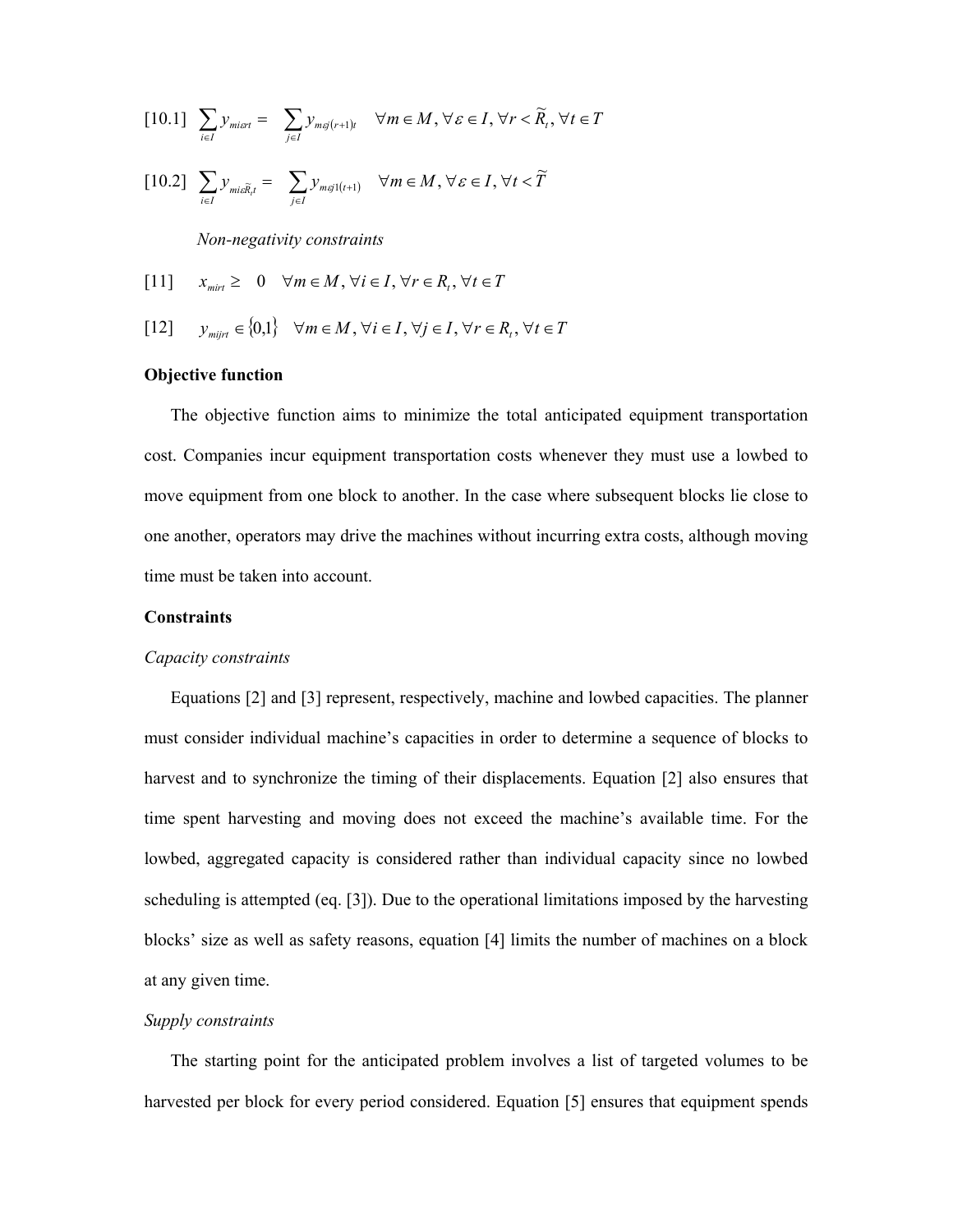$$[10.1] \quad \sum_{i \in I} y_{mi\varepsilon rt} = \sum_{j \in I} y_{m\varepsilon j(r+1)t} \quad \forall m \in M, \forall \varepsilon \in I, \forall r < \widetilde{R}_t, \forall t \in T$$

$$[10.2] \quad \sum_{i \in I} y_{mi\varepsilon \widetilde{R}_t t} = \sum_{j \in I} y_{m\varepsilon j1(t+1)} \quad \forall m \in M, \forall \varepsilon \in I, \forall t < \widetilde{T}$$

*Non-negativity constraints*

$$[11] \quad x_{mirt} \geq 0 \quad \forall m \in M, \forall i \in I, \forall r \in R_t, \forall t \in T$$

$$[12] \quad y_{mijrt} \in \{0,1\} \quad \forall m \in M, \forall i \in I, \forall j \in I, \forall r \in R_t, \forall t \in T$$

**Objective function**

The objective function aims to minimize the total anticipated equipment transportation cost. Companies incur equipment transportation costs whenever they must use a lowbed to move equipment from one block to another. In the case where subsequent blocks lie close to one another, operators may drive the machines without incurring extra costs, although moving time must be taken into account.

**Constraints**

*Capacity constraints*

Equations [2] and [3] represent, respectively, machine and lowbed capacities. The planner must consider individual machine's capacities in order to determine a sequence of blocks to harvest and to synchronize the timing of their displacements. Equation [2] also ensures that time spent harvesting and moving does not exceed the machine's available time. For the lowbed, aggregated capacity is considered rather than individual capacity since no lowbed scheduling is attempted (eq. [3]). Due to the operational limitations imposed by the harvesting blocks' size as well as safety reasons, equation [4] limits the number of machines on a block at any given time.

*Supply constraints*

The starting point for the anticipated problem involves a list of targeted volumes to be harvested per block for every period considered. Equation [5] ensures that equipment spends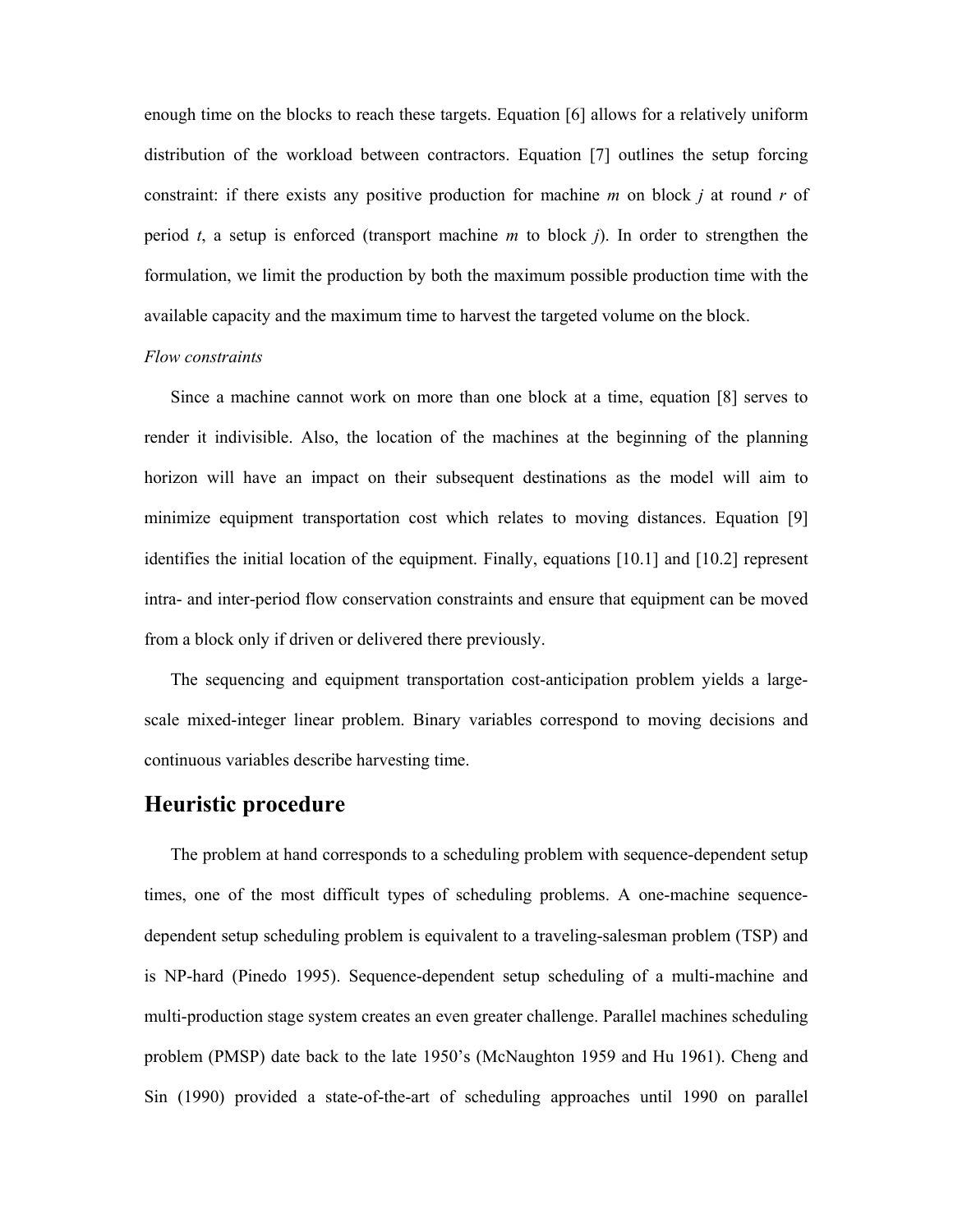enough time on the blocks to reach these targets. Equation [6] allows for a relatively uniform distribution of the workload between contractors. Equation [7] outlines the setup forcing constraint: if there exists any positive production for machine $m$ on block $j$ at round $r$ of period $t$, a setup is enforced (transport machine $m$ to block $j$). In order to strengthen the formulation, we limit the production by both the maximum possible production time with the available capacity and the maximum time to harvest the targeted volume on the block.

*Flow constraints*

Since a machine cannot work on more than one block at a time, equation [8] serves to render it indivisible. Also, the location of the machines at the beginning of the planning horizon will have an impact on their subsequent destinations as the model will aim to minimize equipment transportation cost which relates to moving distances. Equation [9] identifies the initial location of the equipment. Finally, equations [10.1] and [10.2] represent intra- and inter-period flow conservation constraints and ensure that equipment can be moved from a block only if driven or delivered there previously.

The sequencing and equipment transportation cost-anticipation problem yields a large-scale mixed-integer linear problem. Binary variables correspond to moving decisions and continuous variables describe harvesting time.

## Heuristic procedure

The problem at hand corresponds to a scheduling problem with sequence-dependent setup times, one of the most difficult types of scheduling problems. A one-machine sequence-dependent setup scheduling problem is equivalent to a traveling-salesman problem (TSP) and is NP-hard (Pinedo 1995). Sequence-dependent setup scheduling of a multi-machine and multi-production stage system creates an even greater challenge. Parallel machines scheduling problem (PMSP) date back to the late 1950's (McNaughton 1959 and Hu 1961). Cheng and Sin (1990) provided a state-of-the-art of scheduling approaches until 1990 on parallel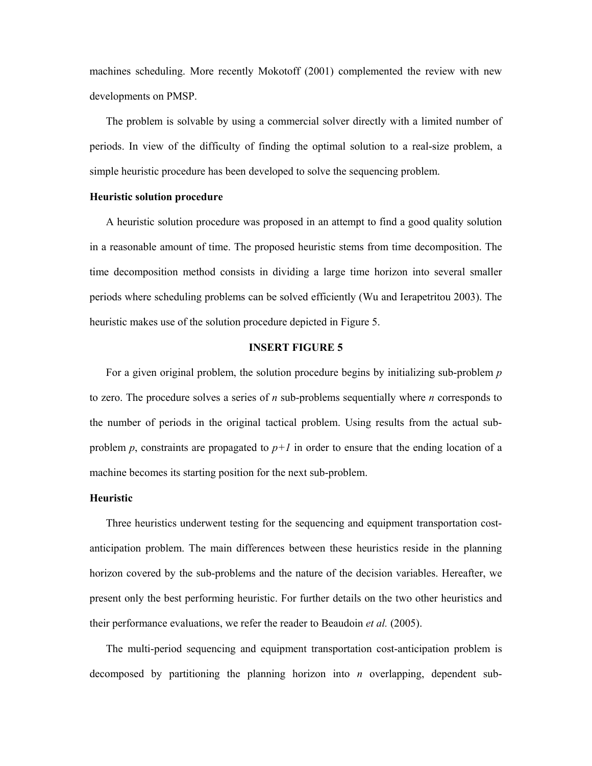machines scheduling. More recently Mokotoff (2001) complemented the review with new developments on PMSP.

The problem is solvable by using a commercial solver directly with a limited number of periods. In view of the difficulty of finding the optimal solution to a real-size problem, a simple heuristic procedure has been developed to solve the sequencing problem.

**Heuristic solution procedure**

A heuristic solution procedure was proposed in an attempt to find a good quality solution in a reasonable amount of time. The proposed heuristic stems from time decomposition. The time decomposition method consists in dividing a large time horizon into several smaller periods where scheduling problems can be solved efficiently (Wu and Ierapetritou 2003). The heuristic makes use of the solution procedure depicted in Figure 5.

**INSERT FIGURE 5**

For a given original problem, the solution procedure begins by initializing sub-problem *p* to zero. The procedure solves a series of *n* sub-problems sequentially where *n* corresponds to the number of periods in the original tactical problem. Using results from the actual sub-problem *p*, constraints are propagated to *p+1* in order to ensure that the ending location of a machine becomes its starting position for the next sub-problem.

**Heuristic**

Three heuristics underwent testing for the sequencing and equipment transportation cost-anticipation problem. The main differences between these heuristics reside in the planning horizon covered by the sub-problems and the nature of the decision variables. Hereafter, we present only the best performing heuristic. For further details on the two other heuristics and their performance evaluations, we refer the reader to Beaudoin *et al.* (2005).

The multi-period sequencing and equipment transportation cost-anticipation problem is decomposed by partitioning the planning horizon into *n* overlapping, dependent sub-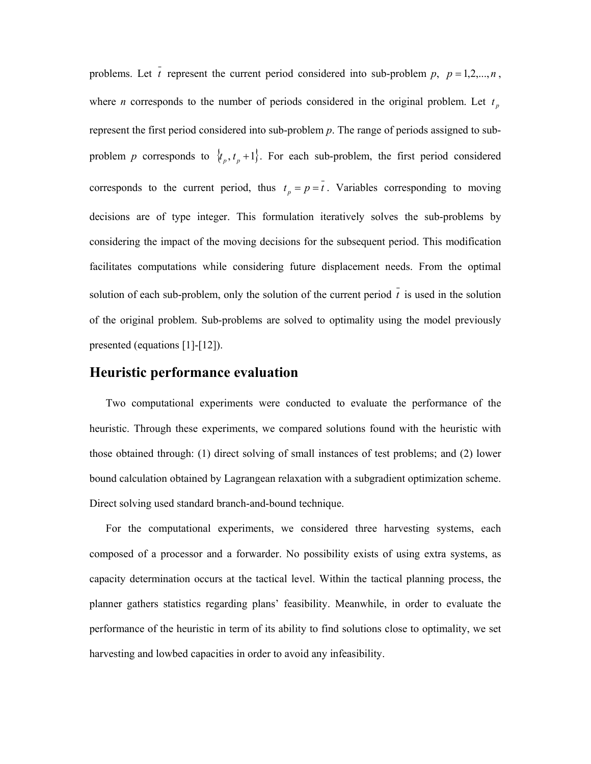problems. Let $\bar{t}$ represent the current period considered into sub-problem $p$, $p = 1,2,...,n$, where $n$ corresponds to the number of periods considered in the original problem. Let $t_p$ represent the first period considered into sub-problem $p$. The range of periods assigned to sub-problem $p$ corresponds to $\{t_p, t_p + 1\}$. For each sub-problem, the first period considered corresponds to the current period, thus $t_p = p = \bar{t}$. Variables corresponding to moving decisions are of type integer. This formulation iteratively solves the sub-problems by considering the impact of the moving decisions for the subsequent period. This modification facilitates computations while considering future displacement needs. From the optimal solution of each sub-problem, only the solution of the current period $\bar{t}$ is used in the solution of the original problem. Sub-problems are solved to optimality using the model previously presented (equations [1]-[12]).

## Heuristic performance evaluation

Two computational experiments were conducted to evaluate the performance of the heuristic. Through these experiments, we compared solutions found with the heuristic with those obtained through: (1) direct solving of small instances of test problems; and (2) lower bound calculation obtained by Lagrangean relaxation with a subgradient optimization scheme. Direct solving used standard branch-and-bound technique.

For the computational experiments, we considered three harvesting systems, each composed of a processor and a forwarder. No possibility exists of using extra systems, as capacity determination occurs at the tactical level. Within the tactical planning process, the planner gathers statistics regarding plans' feasibility. Meanwhile, in order to evaluate the performance of the heuristic in term of its ability to find solutions close to optimality, we set harvesting and lowbed capacities in order to avoid any infeasibility.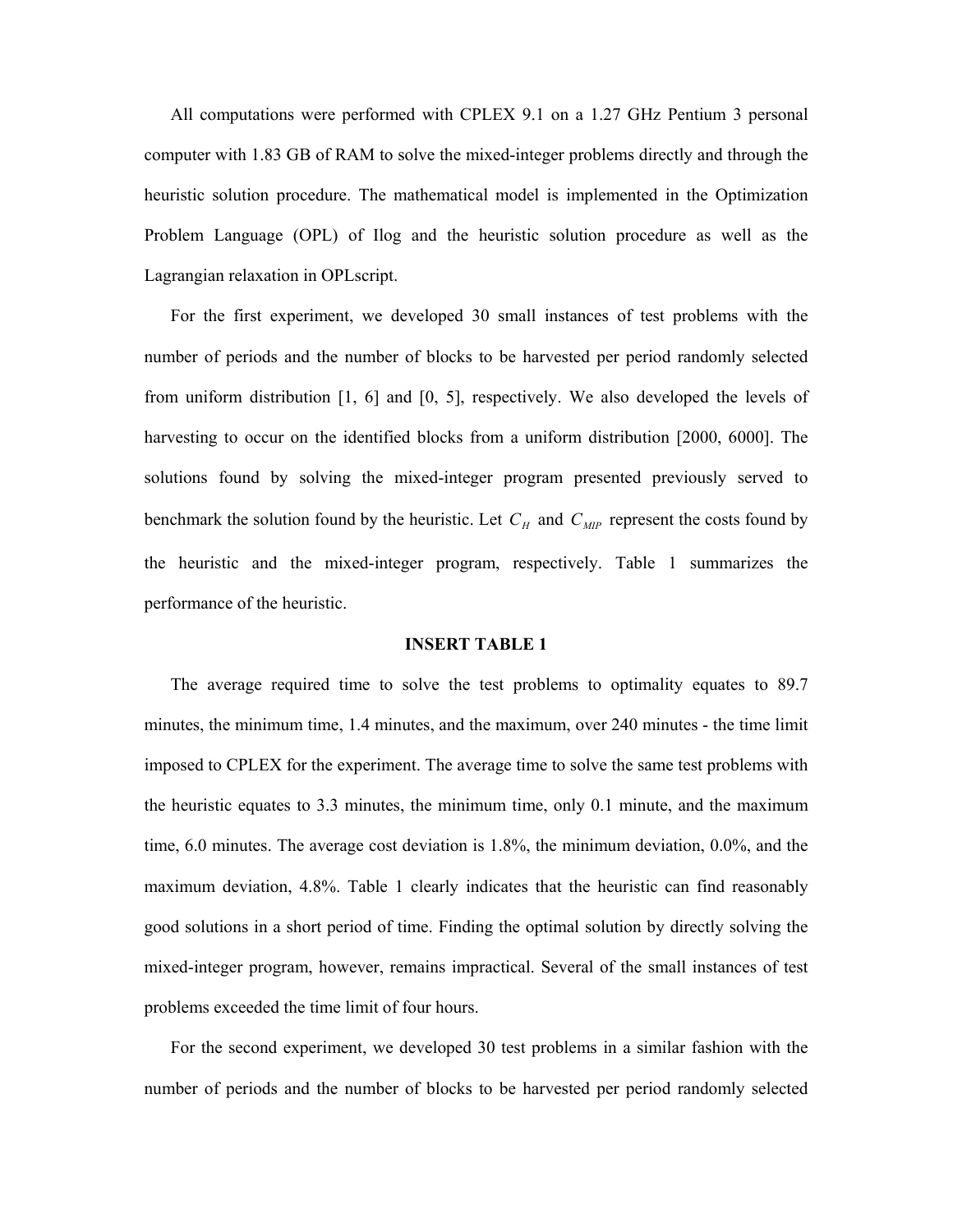All computations were performed with CPLEX 9.1 on a 1.27 GHz Pentium 3 personal computer with 1.83 GB of RAM to solve the mixed-integer problems directly and through the heuristic solution procedure. The mathematical model is implemented in the Optimization Problem Language (OPL) of Ilog and the heuristic solution procedure as well as the Lagrangian relaxation in OPLscript.

For the first experiment, we developed 30 small instances of test problems with the number of periods and the number of blocks to be harvested per period randomly selected from uniform distribution [1, 6] and [0, 5], respectively. We also developed the levels of harvesting to occur on the identified blocks from a uniform distribution [2000, 6000]. The solutions found by solving the mixed-integer program presented previously served to benchmark the solution found by the heuristic. Let $C_H$ and $C_{MIP}$ represent the costs found by the heuristic and the mixed-integer program, respectively. Table 1 summarizes the performance of the heuristic.

**INSERT TABLE 1**

The average required time to solve the test problems to optimality equates to 89.7 minutes, the minimum time, 1.4 minutes, and the maximum, over 240 minutes - the time limit imposed to CPLEX for the experiment. The average time to solve the same test problems with the heuristic equates to 3.3 minutes, the minimum time, only 0.1 minute, and the maximum time, 6.0 minutes. The average cost deviation is 1.8%, the minimum deviation, 0.0%, and the maximum deviation, 4.8%. Table 1 clearly indicates that the heuristic can find reasonably good solutions in a short period of time. Finding the optimal solution by directly solving the mixed-integer program, however, remains impractical. Several of the small instances of test problems exceeded the time limit of four hours.

For the second experiment, we developed 30 test problems in a similar fashion with the number of periods and the number of blocks to be harvested per period randomly selected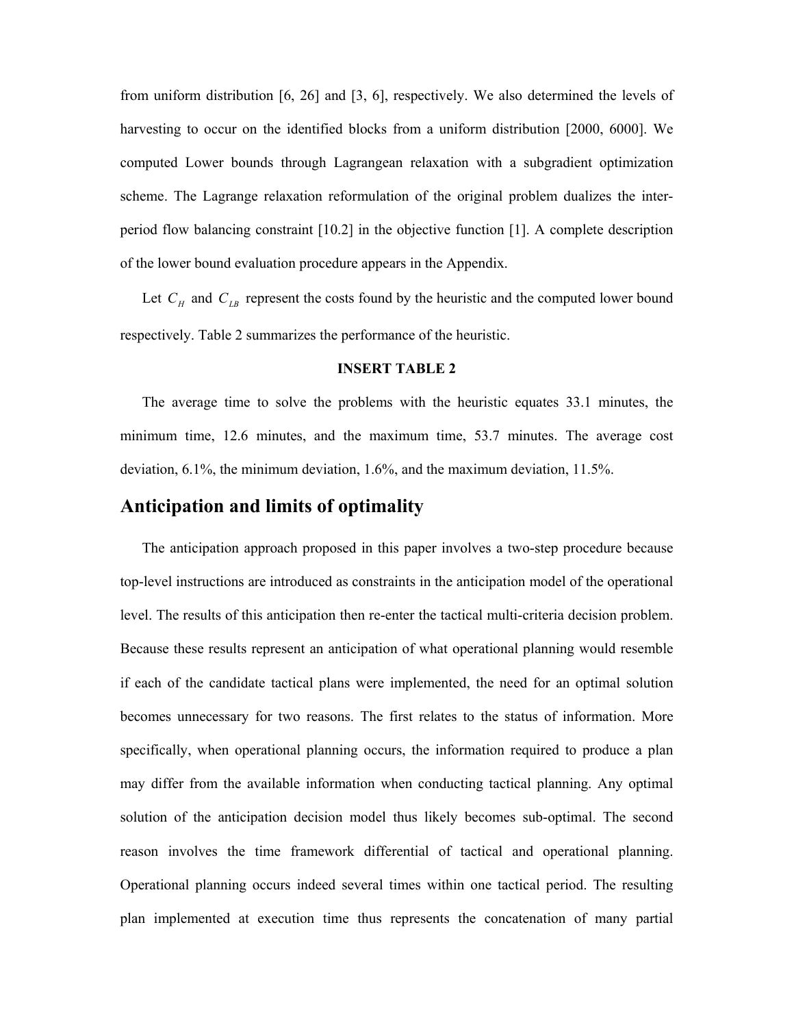from uniform distribution [6, 26] and [3, 6], respectively. We also determined the levels of harvesting to occur on the identified blocks from a uniform distribution [2000, 6000]. We computed Lower bounds through Lagrangean relaxation with a subgradient optimization scheme. The Lagrange relaxation reformulation of the original problem dualizes the inter-period flow balancing constraint [10.2] in the objective function [1]. A complete description of the lower bound evaluation procedure appears in the Appendix.

Let $C_H$ and $C_{LB}$ represent the costs found by the heuristic and the computed lower bound respectively. Table 2 summarizes the performance of the heuristic.

**INSERT TABLE 2**

The average time to solve the problems with the heuristic equates 33.1 minutes, the minimum time, 12.6 minutes, and the maximum time, 53.7 minutes. The average cost deviation, 6.1%, the minimum deviation, 1.6%, and the maximum deviation, 11.5%.

## Anticipation and limits of optimality

The anticipation approach proposed in this paper involves a two-step procedure because top-level instructions are introduced as constraints in the anticipation model of the operational level. The results of this anticipation then re-enter the tactical multi-criteria decision problem. Because these results represent an anticipation of what operational planning would resemble if each of the candidate tactical plans were implemented, the need for an optimal solution becomes unnecessary for two reasons. The first relates to the status of information. More specifically, when operational planning occurs, the information required to produce a plan may differ from the available information when conducting tactical planning. Any optimal solution of the anticipation decision model thus likely becomes sub-optimal. The second reason involves the time framework differential of tactical and operational planning. Operational planning occurs indeed several times within one tactical period. The resulting plan implemented at execution time thus represents the concatenation of many partial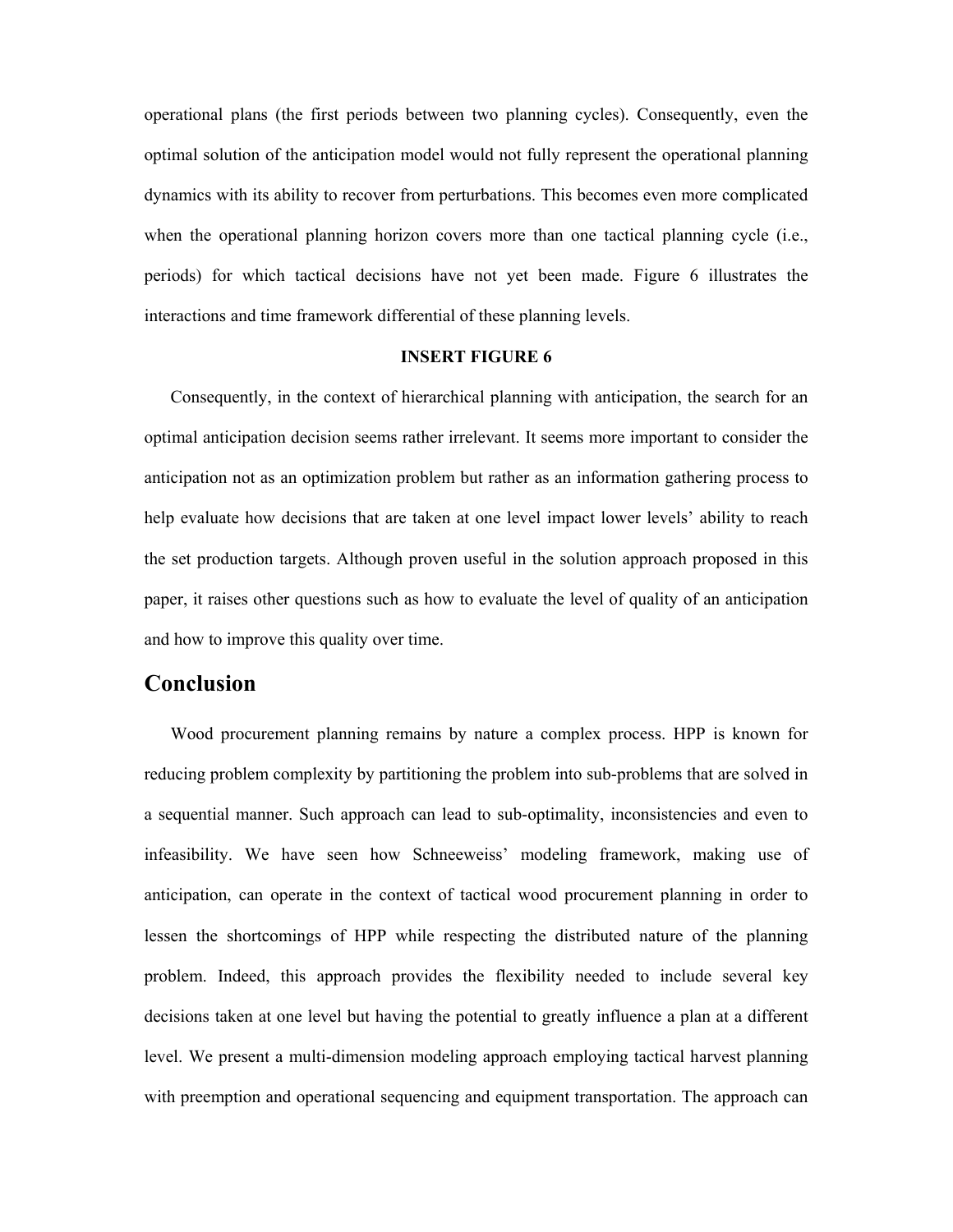operational plans (the first periods between two planning cycles). Consequently, even the optimal solution of the anticipation model would not fully represent the operational planning dynamics with its ability to recover from perturbations. This becomes even more complicated when the operational planning horizon covers more than one tactical planning cycle (i.e., periods) for which tactical decisions have not yet been made. Figure 6 illustrates the interactions and time framework differential of these planning levels.

**INSERT FIGURE 6**

Consequently, in the context of hierarchical planning with anticipation, the search for an optimal anticipation decision seems rather irrelevant. It seems more important to consider the anticipation not as an optimization problem but rather as an information gathering process to help evaluate how decisions that are taken at one level impact lower levels' ability to reach the set production targets. Although proven useful in the solution approach proposed in this paper, it raises other questions such as how to evaluate the level of quality of an anticipation and how to improve this quality over time.

## Conclusion

Wood procurement planning remains by nature a complex process. HPP is known for reducing problem complexity by partitioning the problem into sub-problems that are solved in a sequential manner. Such approach can lead to sub-optimality, inconsistencies and even to infeasibility. We have seen how Schneeweiss' modeling framework, making use of anticipation, can operate in the context of tactical wood procurement planning in order to lessen the shortcomings of HPP while respecting the distributed nature of the planning problem. Indeed, this approach provides the flexibility needed to include several key decisions taken at one level but having the potential to greatly influence a plan at a different level. We present a multi-dimension modeling approach employing tactical harvest planning with preemption and operational sequencing and equipment transportation. The approach can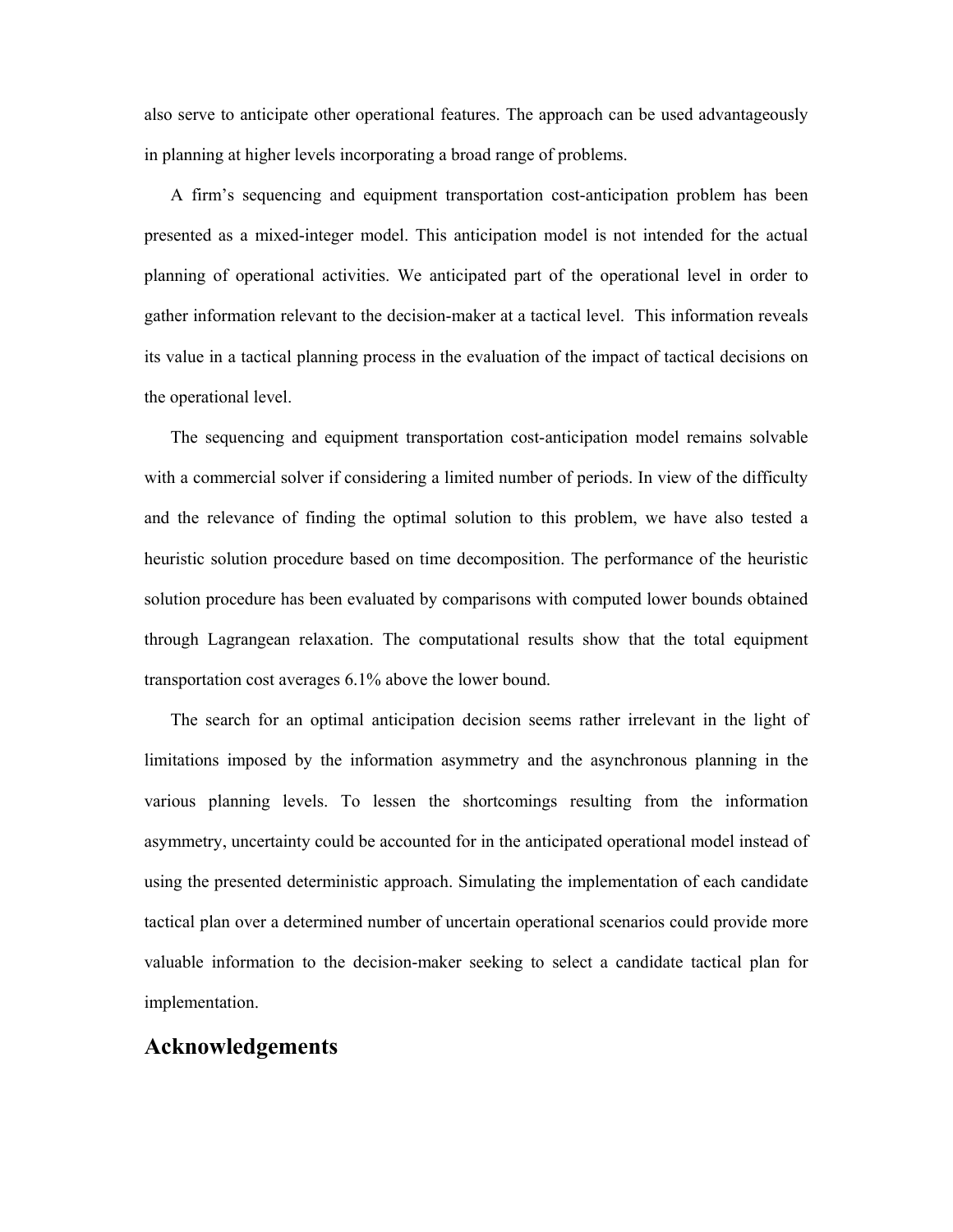also serve to anticipate other operational features. The approach can be used advantageously in planning at higher levels incorporating a broad range of problems.

A firm's sequencing and equipment transportation cost-anticipation problem has been presented as a mixed-integer model. This anticipation model is not intended for the actual planning of operational activities. We anticipated part of the operational level in order to gather information relevant to the decision-maker at a tactical level. This information reveals its value in a tactical planning process in the evaluation of the impact of tactical decisions on the operational level.

The sequencing and equipment transportation cost-anticipation model remains solvable with a commercial solver if considering a limited number of periods. In view of the difficulty and the relevance of finding the optimal solution to this problem, we have also tested a heuristic solution procedure based on time decomposition. The performance of the heuristic solution procedure has been evaluated by comparisons with computed lower bounds obtained through Lagrangean relaxation. The computational results show that the total equipment transportation cost averages 6.1% above the lower bound.

The search for an optimal anticipation decision seems rather irrelevant in the light of limitations imposed by the information asymmetry and the asynchronous planning in the various planning levels. To lessen the shortcomings resulting from the information asymmetry, uncertainty could be accounted for in the anticipated operational model instead of using the presented deterministic approach. Simulating the implementation of each candidate tactical plan over a determined number of uncertain operational scenarios could provide more valuable information to the decision-maker seeking to select a candidate tactical plan for implementation.

## Acknowledgements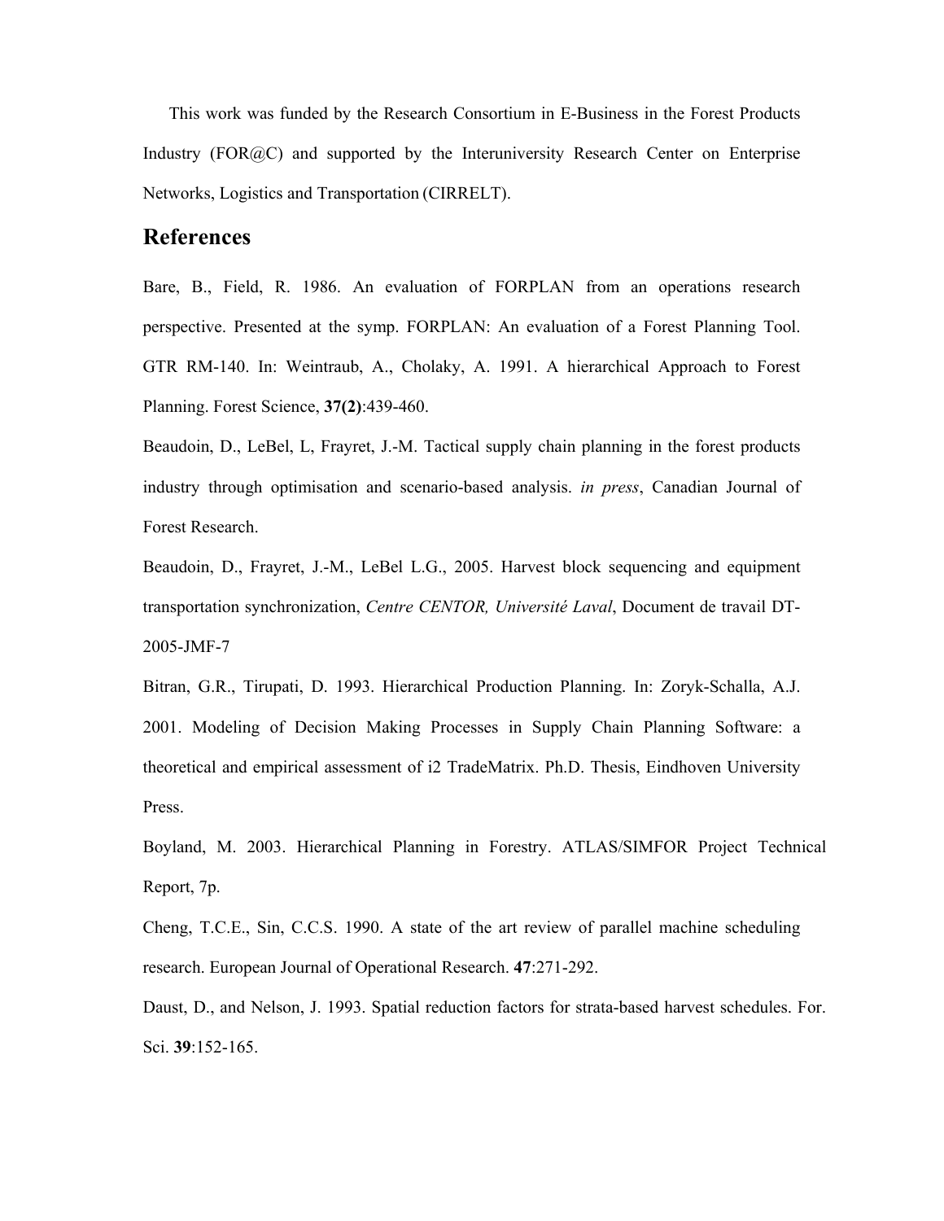This work was funded by the Research Consortium in E-Business in the Forest Products Industry (FOR@C) and supported by the Interuniversity Research Center on Enterprise Networks, Logistics and Transportation (CIRRELT).

## References

Bare, B., Field, R. 1986. An evaluation of FORPLAN from an operations research perspective. Presented at the symp. FORPLAN: An evaluation of a Forest Planning Tool. GTR RM-140. In: Weintraub, A., Cholaky, A. 1991. A hierarchical Approach to Forest Planning. Forest Science, **37(2)**:439-460.

Beaudoin, D., LeBel, L, Frayret, J.-M. Tactical supply chain planning in the forest products industry through optimisation and scenario-based analysis. *in press*, Canadian Journal of Forest Research.

Beaudoin, D., Frayret, J.-M., LeBel L.G., 2005. Harvest block sequencing and equipment transportation synchronization, *Centre CENTOR, Université Laval*, Document de travail DT-2005-JMF-7

Bitran, G.R., Tirupati, D. 1993. Hierarchical Production Planning. In: Zoryk-Schalla, A.J. 2001. Modeling of Decision Making Processes in Supply Chain Planning Software: a theoretical and empirical assessment of i2 TradeMatrix. Ph.D. Thesis, Eindhoven University Press.

Boyland, M. 2003. Hierarchical Planning in Forestry. ATLAS/SIMFOR Project Technical Report, 7p.

Cheng, T.C.E., Sin, C.C.S. 1990. A state of the art review of parallel machine scheduling research. European Journal of Operational Research. **47**:271-292.

Daust, D., and Nelson, J. 1993. Spatial reduction factors for strata-based harvest schedules. For. Sci. **39**:152-165.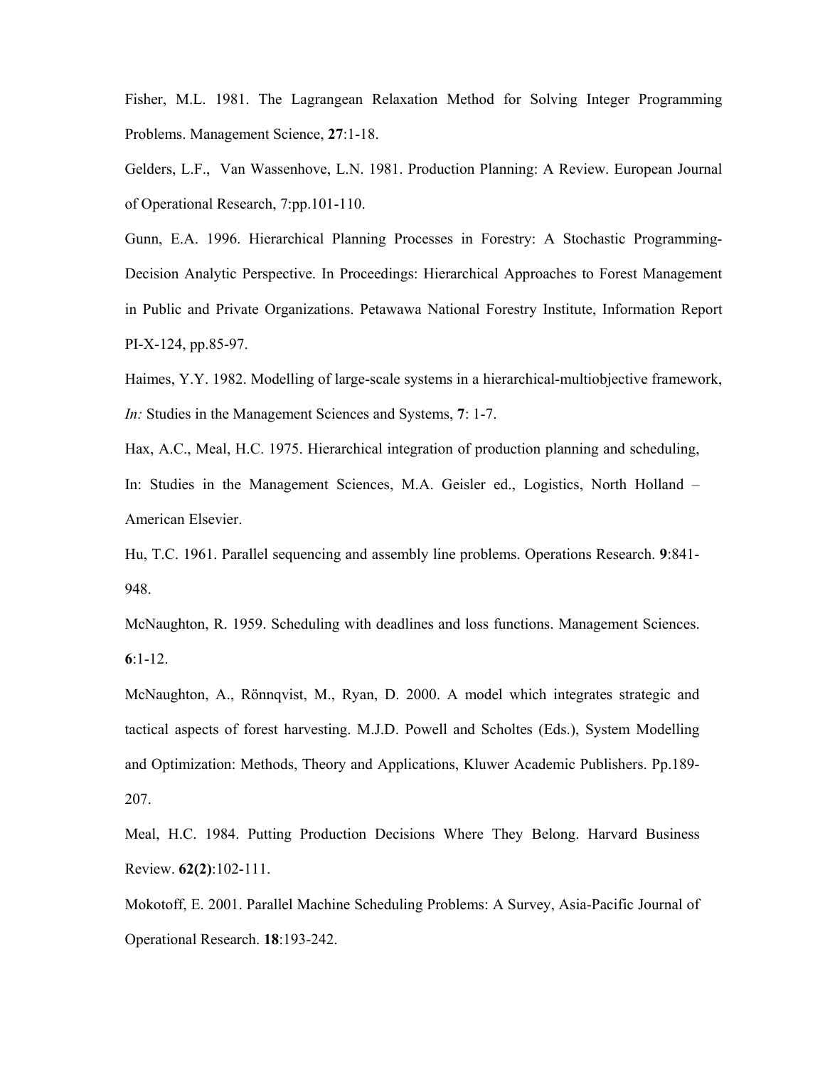Fisher, M.L. 1981. The Lagrangean Relaxation Method for Solving Integer Programming Problems. Management Science, **27**:1-18.

Gelders, L.F., Van Wassenhove, L.N. 1981. Production Planning: A Review. European Journal of Operational Research, 7:pp.101-110.

Gunn, E.A. 1996. Hierarchical Planning Processes in Forestry: A Stochastic Programming-Decision Analytic Perspective. In Proceedings: Hierarchical Approaches to Forest Management in Public and Private Organizations. Petawawa National Forestry Institute, Information Report PI-X-124, pp.85-97.

Haimes, Y.Y. 1982. Modelling of large-scale systems in a hierarchical-multiobjective framework, *In:* Studies in the Management Sciences and Systems, **7**: 1-7.

Hax, A.C., Meal, H.C. 1975. Hierarchical integration of production planning and scheduling, In: Studies in the Management Sciences, M.A. Geisler ed., Logistics, North Holland – American Elsevier.

Hu, T.C. 1961. Parallel sequencing and assembly line problems. Operations Research. **9**:841-948.

McNaughton, R. 1959. Scheduling with deadlines and loss functions. Management Sciences. **6**:1-12.

McNaughton, A., Rönnqvist, M., Ryan, D. 2000. A model which integrates strategic and tactical aspects of forest harvesting. M.J.D. Powell and Scholtes (Eds.), System Modelling and Optimization: Methods, Theory and Applications, Kluwer Academic Publishers. Pp.189-207.

Meal, H.C. 1984. Putting Production Decisions Where They Belong. Harvard Business Review. **62(2)**:102-111.

Mokotoff, E. 2001. Parallel Machine Scheduling Problems: A Survey, Asia-Pacific Journal of Operational Research. **18**:193-242.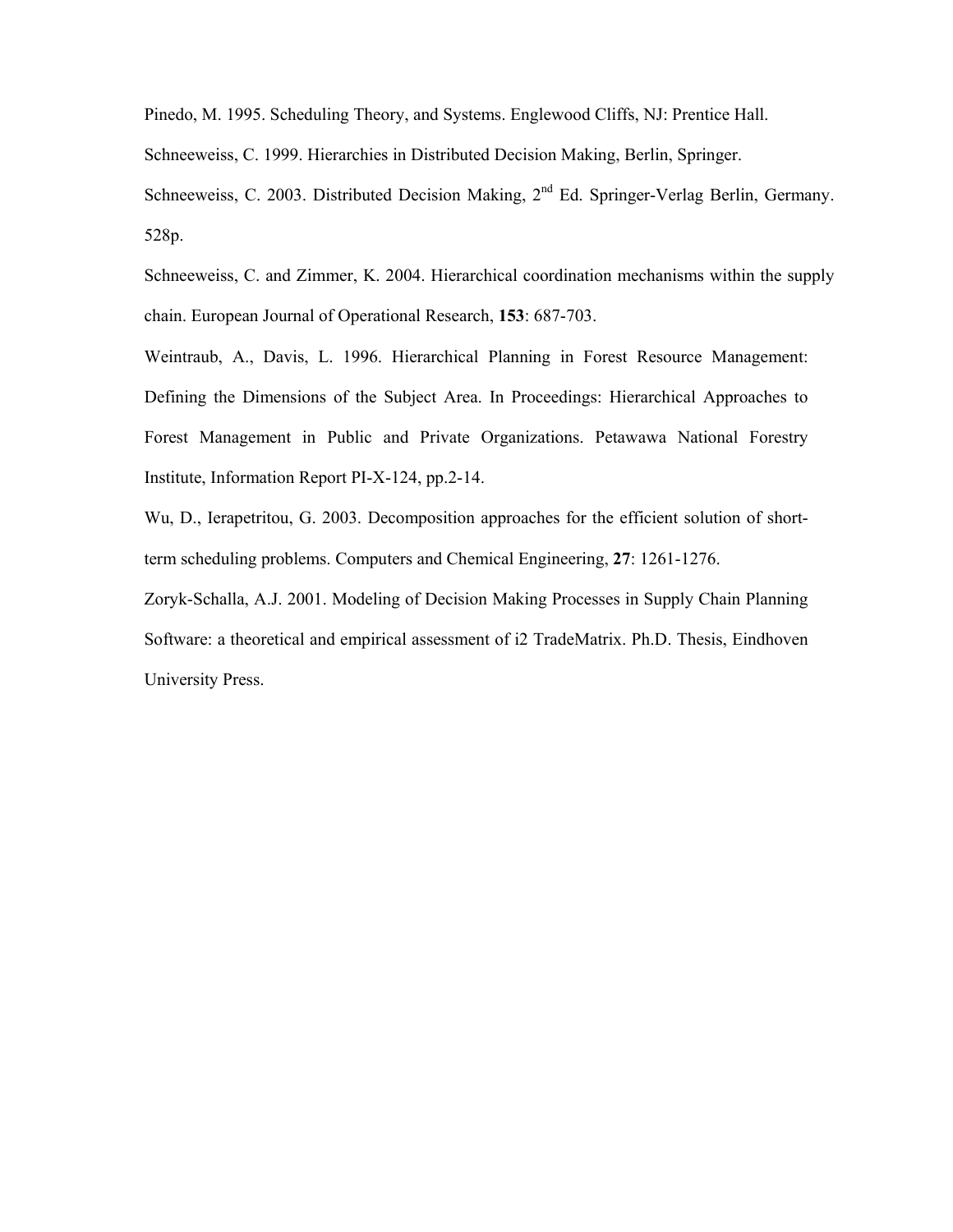Pinedo, M. 1995. Scheduling Theory, and Systems. Englewood Cliffs, NJ: Prentice Hall.

Schneeweiss, C. 1999. Hierarchies in Distributed Decision Making, Berlin, Springer.

Schneeweiss, C. 2003. Distributed Decision Making, 2nd Ed. Springer-Verlag Berlin, Germany. 528p.

Schneeweiss, C. and Zimmer, K. 2004. Hierarchical coordination mechanisms within the supply chain. European Journal of Operational Research, **153**: 687-703.

Weintraub, A., Davis, L. 1996. Hierarchical Planning in Forest Resource Management: Defining the Dimensions of the Subject Area. In Proceedings: Hierarchical Approaches to Forest Management in Public and Private Organizations. Petawawa National Forestry Institute, Information Report PI-X-124, pp.2-14.

Wu, D., Ierapetritou, G. 2003. Decomposition approaches for the efficient solution of short-term scheduling problems. Computers and Chemical Engineering, **27**: 1261-1276.

Zoryk-Schalla, A.J. 2001. Modeling of Decision Making Processes in Supply Chain Planning Software: a theoretical and empirical assessment of i2 TradeMatrix. Ph.D. Thesis, Eindhoven University Press.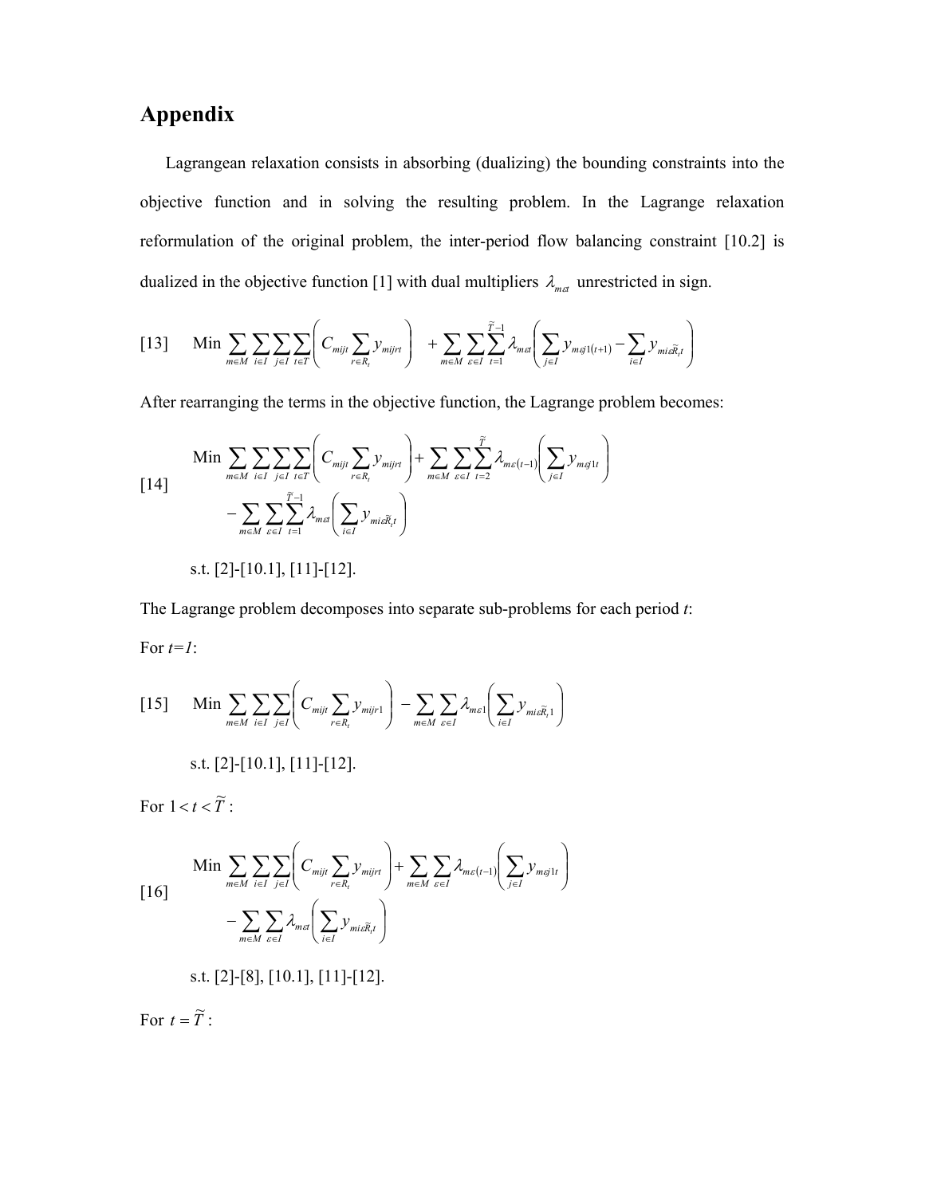# Appendix

Lagrangean relaxation consists in absorbing (dualizing) the bounding constraints into the objective function and in solving the resulting problem. In the Lagrange relaxation reformulation of the original problem, the inter-period flow balancing constraint [10.2] is dualized in the objective function [1] with dual multipliers $\lambda_{m\varepsilon t}$ unrestricted in sign.

$$\text{[13]} \quad \text{Min} \sum_{m \in M} \sum_{i \in I} \sum_{j \in I} \sum_{t \in T} \left( C_{mijt} \sum_{r \in R_t} y_{mijrt} \right) + \sum_{m \in M} \sum_{\varepsilon \in I} \sum_{t=1}^{\tilde{T}-1} \lambda_{m\varepsilon t} \left( \sum_{j \in I} y_{m\varepsilon j1(t+1)} - \sum_{i \in I} y_{mi\varepsilon \tilde{R}_t t} \right)$$

After rearranging the terms in the objective function, the Lagrange problem becomes:

$$\text{[14]} \quad \begin{aligned} &\text{Min} \sum_{m \in M} \sum_{i \in I} \sum_{j \in I} \sum_{t \in T} \left( C_{mijt} \sum_{r \in R_t} y_{mijrt} \right) + \sum_{m \in M} \sum_{\varepsilon \in I} \sum_{t=2}^{\tilde{T}} \lambda_{m\varepsilon(t-1)} \left( \sum_{j \in I} y_{m\varepsilon j1t} \right) \\ &- \sum_{m \in M} \sum_{\varepsilon \in I} \sum_{t=1}^{\tilde{T}-1} \lambda_{m\varepsilon t} \left( \sum_{i \in I} y_{mi\varepsilon \tilde{R}_t t} \right) \end{aligned}$$

s.t. [2]-[10.1], [11]-[12].

The Lagrange problem decomposes into separate sub-problems for each period *t*:

For *t=1*:

$$\text{[15]} \quad \text{Min} \sum_{m \in M} \sum_{i \in I} \sum_{j \in I} \left( C_{mijt} \sum_{r \in R_t} y_{mijr1} \right) - \sum_{m \in M} \sum_{\varepsilon \in I} \lambda_{m\varepsilon 1} \left( \sum_{i \in I} y_{mi\varepsilon \tilde{R}_t 1} \right)$$

s.t. [2]-[10.1], [11]-[12].

For $1 < t < \tilde{T}$ :

$$\text{[16]} \quad \begin{aligned} &\text{Min} \sum_{m \in M} \sum_{i \in I} \sum_{j \in I} \left( C_{mijt} \sum_{r \in R_t} y_{mijrt} \right) + \sum_{m \in M} \sum_{\varepsilon \in I} \lambda_{m\varepsilon(t-1)} \left( \sum_{j \in I} y_{m\varepsilon j1t} \right) \\ &- \sum_{m \in M} \sum_{\varepsilon \in I} \lambda_{m\varepsilon t} \left( \sum_{i \in I} y_{mi\varepsilon \tilde{R}_t t} \right) \end{aligned}$$

s.t. [2]-[8], [10.1], [11]-[12].

For $t = \tilde{T}$ :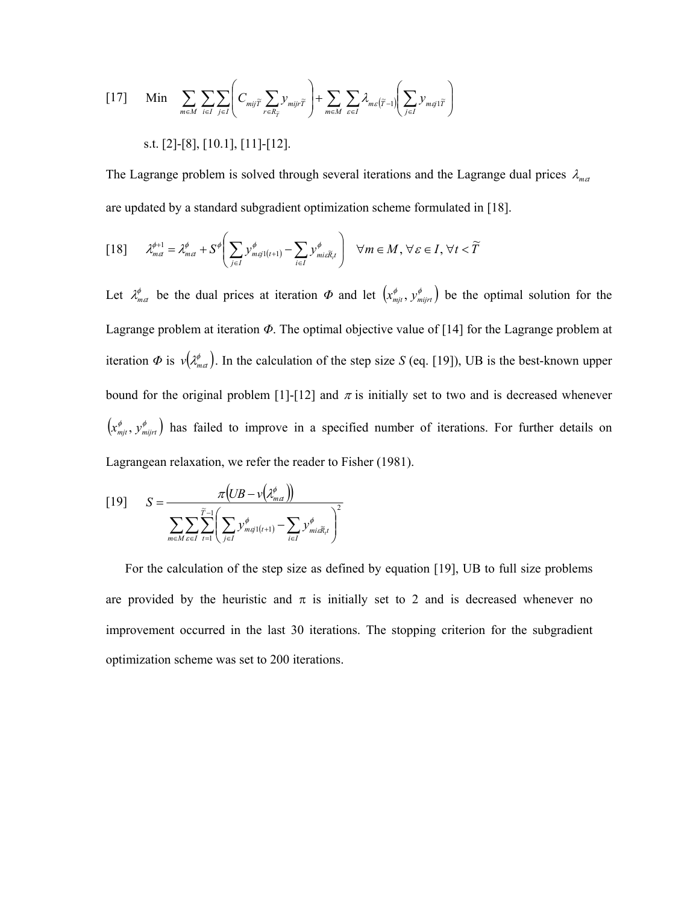$$[17] \quad \text{Min} \quad \sum_{m \in M} \sum_{i \in I} \sum_{j \in I} \left( C_{mij\tilde{T}} \sum_{r \in R_{\tilde{T}}} y_{mijr\tilde{T}} \right) + \sum_{m \in M} \sum_{\varepsilon \in I} \lambda_{m\varepsilon(\tilde{T}-1)} \left( \sum_{j \in I} y_{m\varepsilon j1\tilde{T}} \right)$$

s.t. [2]-[8], [10.1], [11]-[12].

The Lagrange problem is solved through several iterations and the Lagrange dual prices $\lambda_{m\varepsilon t}$ are updated by a standard subgradient optimization scheme formulated in [18].

$$[18] \quad \lambda_{m\varepsilon t}^{\phi+1} = \lambda_{m\varepsilon t}^{\phi} + S^{\phi} \left( \sum_{j \in I} y_{m\varepsilon j1(t+1)}^{\phi} - \sum_{i \in I} y_{mi\varepsilon \tilde{R}_t t}^{\phi} \right) \quad \forall m \in M, \forall \varepsilon \in I, \forall t < \tilde{T}$$

Let $\lambda_{m\varepsilon t}^{\phi}$ be the dual prices at iteration $\Phi$ and let $\left(x_{mjt}^{\phi}, y_{mijrt}^{\phi}\right)$ be the optimal solution for the Lagrange problem at iteration $\Phi$. The optimal objective value of [14] for the Lagrange problem at iteration $\Phi$ is $v\left(\lambda_{m\varepsilon t}^{\phi}\right)$. In the calculation of the step size $S$ (eq. [19]), UB is the best-known upper bound for the original problem [1]-[12] and $\pi$ is initially set to two and is decreased whenever $\left(x_{mjt}^{\phi}, y_{mijrt}^{\phi}\right)$ has failed to improve in a specified number of iterations. For further details on Lagrangean relaxation, we refer the reader to Fisher (1981).

$$[19] \quad S = \frac{\pi\left(UB - v\left(\lambda_{m\varepsilon t}^{\phi}\right)\right)}{\sum_{m \in M} \sum_{\varepsilon \in I} \sum_{t=1}^{\tilde{T}-1} \left( \sum_{j \in I} y_{m\varepsilon j1(t+1)}^{\phi} - \sum_{i \in I} y_{mi\varepsilon \tilde{R}_t t}^{\phi} \right)^2}$$

For the calculation of the step size as defined by equation [19], UB to full size problems are provided by the heuristic and $\pi$ is initially set to 2 and is decreased whenever no improvement occurred in the last 30 iterations. The stopping criterion for the subgradient optimization scheme was set to 200 iterations.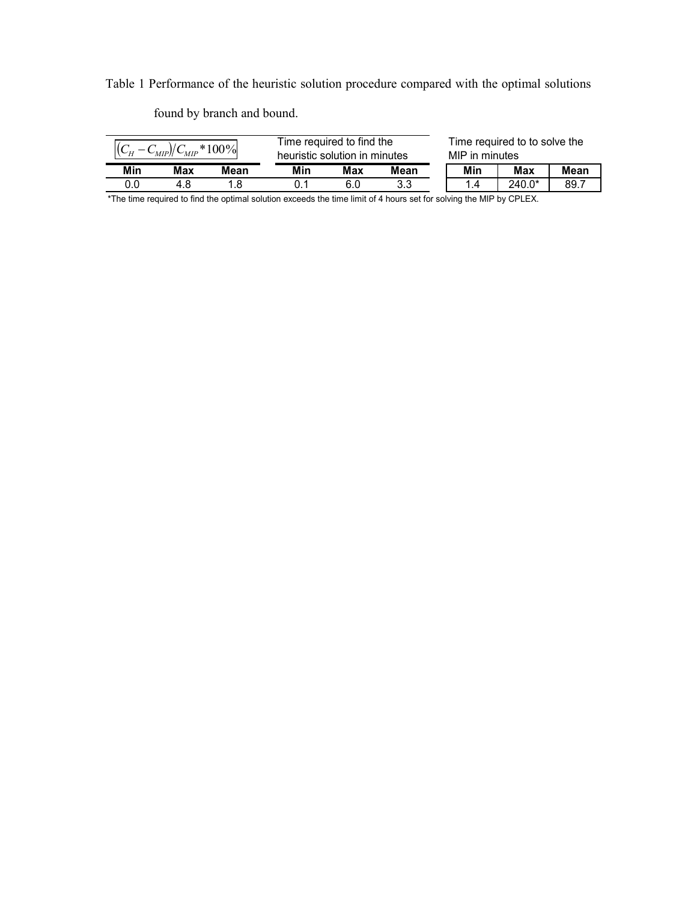Table 1 Performance of the heuristic solution procedure compared with the optimal solutions found by branch and bound.

| $(C_H - C_{MIP})/C_{MIP} * 100\%$ | | | Time required to find the heuristic solution in minutes | | | Time required to to solve the MIP in minutes | | |
|---|---|---|---|---|---|---|---|---|
| **Min** | **Max** | **Mean** | **Min** | **Max** | **Mean** | **Min** | **Max** | **Mean** |
| 0.0 | 4.8 | 1.8 | 0.1 | 6.0 | 3.3 | 1.4 | 240.0* | 89.7 |

*The time required to find the optimal solution exceeds the time limit of 4 hours set for solving the MIP by CPLEX.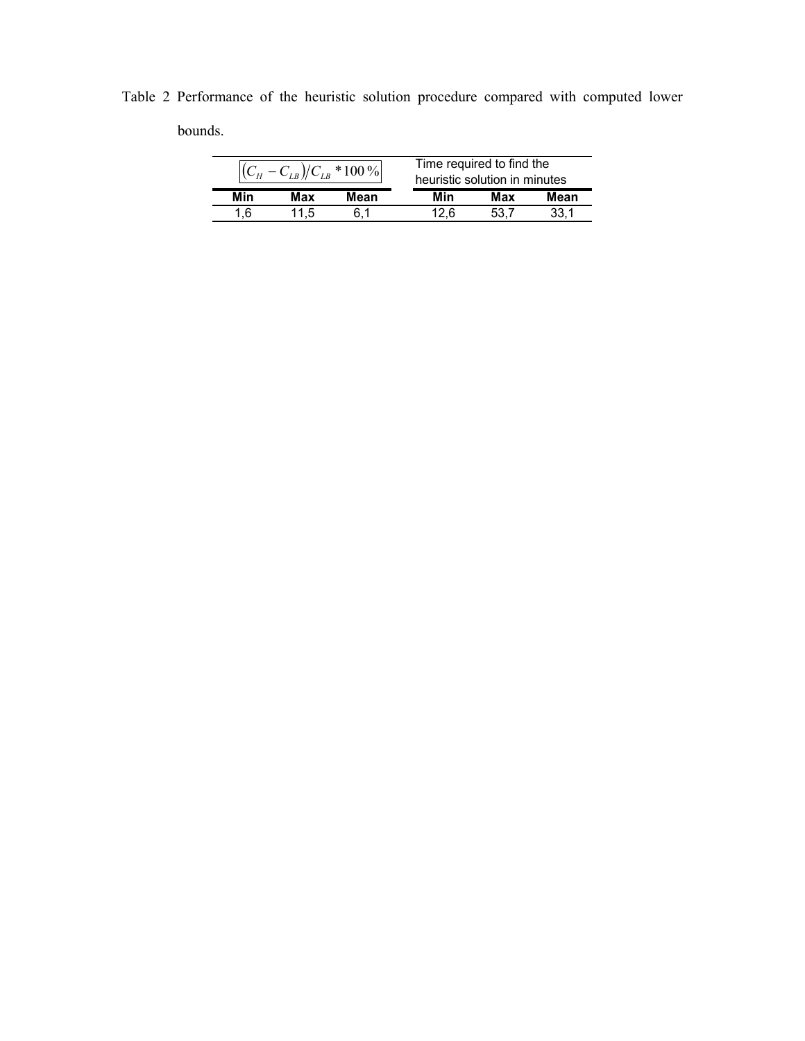Table 2 Performance of the heuristic solution procedure compared with computed lower bounds.

| $\left(C_H - C_{LB}\right)/C_{LB} * 100\,\%$ | | | Time required to find the heuristic solution in minutes | | |
|---|---|---|---|---|---|
| **Min** | **Max** | **Mean** | **Min** | **Max** | **Mean** |
| 1,6 | 11,5 | 6,1 | 12,6 | 53,7 | 33,1 |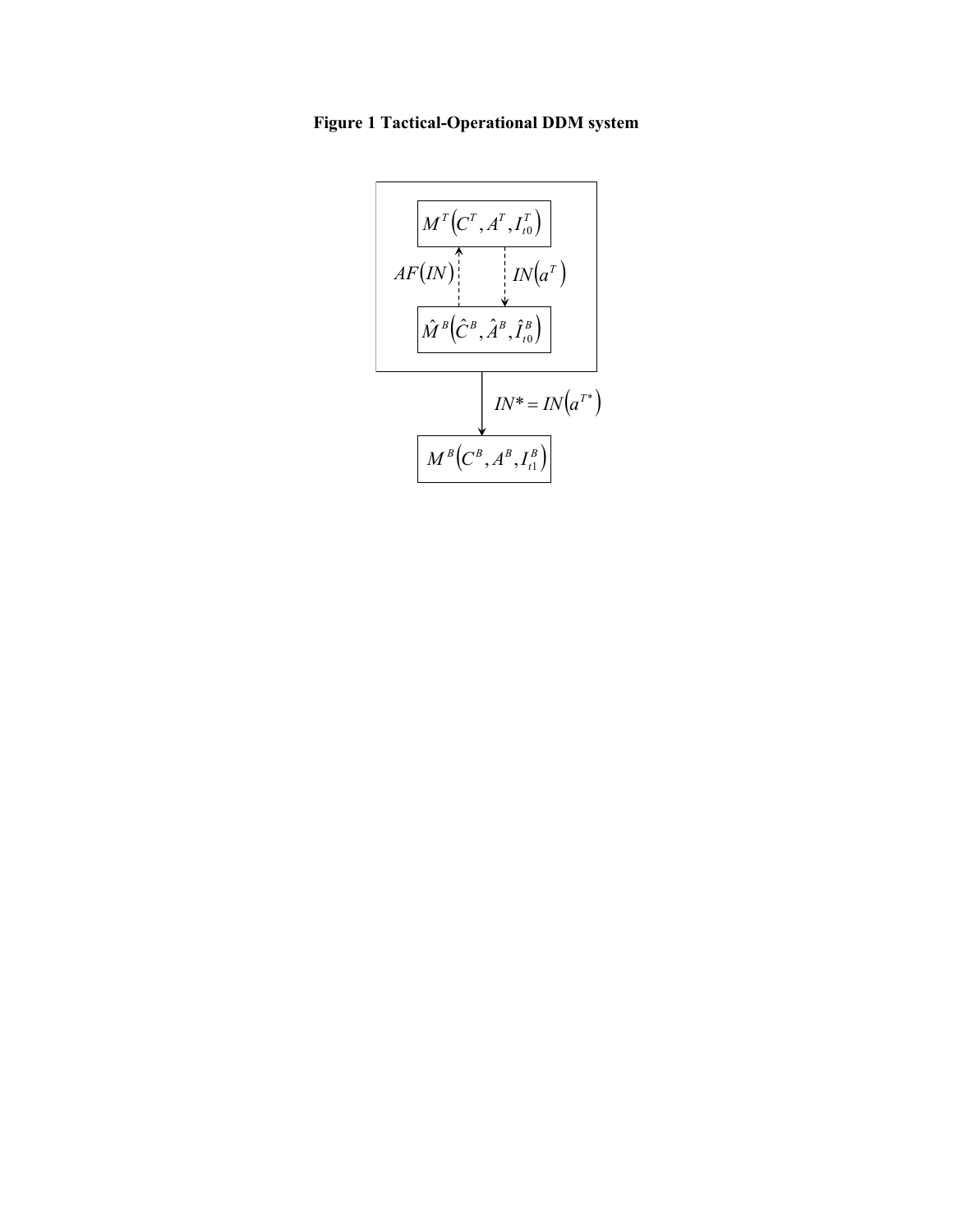**Figure 1 Tactical-Operational DDM system**

$M^T\left(C^T, A^T, I^T_{t0}\right)$

$AF\left(IN\right)$

$IN\left(a^T\right)$

$\hat{M}^B\left(\hat{C}^B, \hat{A}^B, \hat{I}^B_{t0}\right)$

$IN^* = IN\left(a^{T^*}\right)$

$M^B\left(C^B, A^B, I^B_{t1}\right)$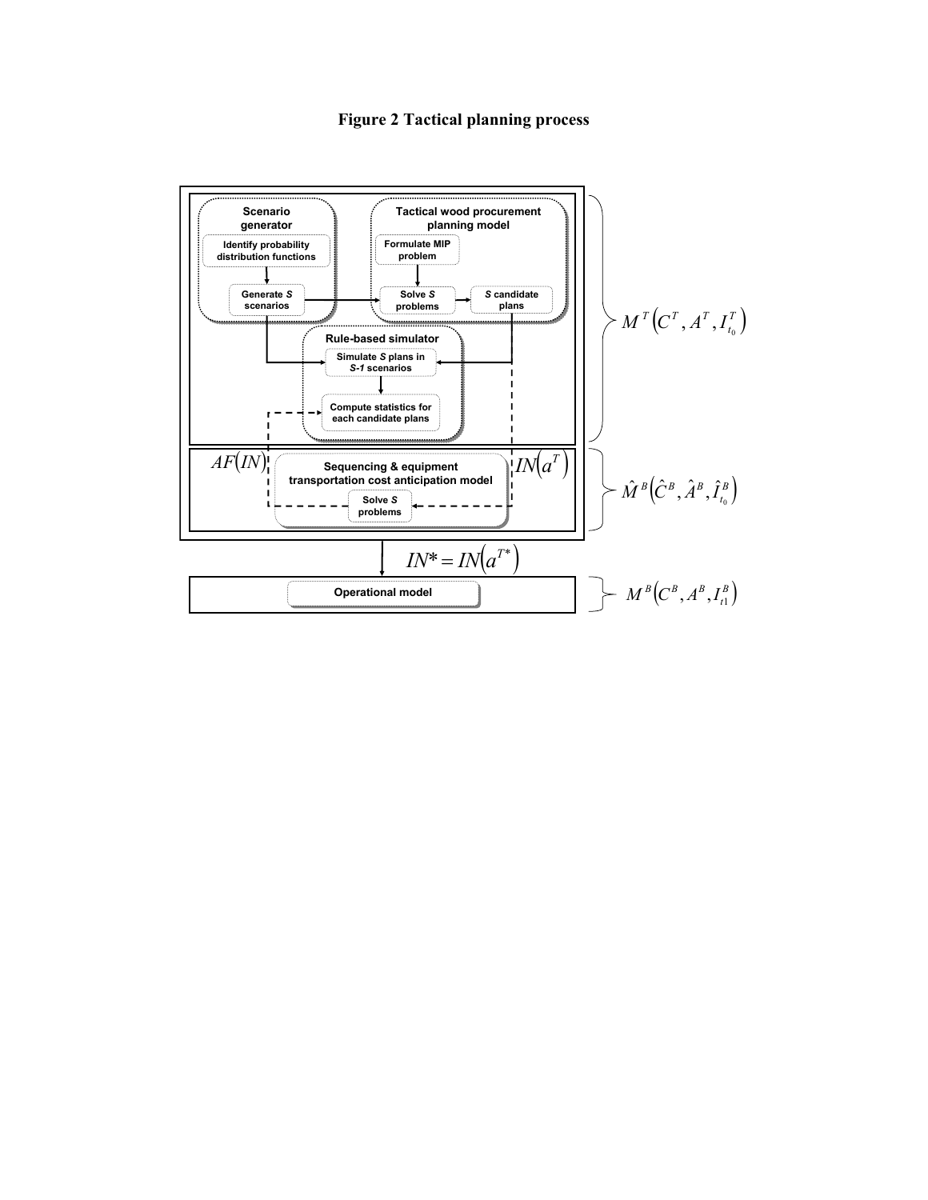**Figure 2 Tactical planning process**

Scenario generator

Identify probability distribution functions

Generate *S* scenarios

Tactical wood procurement planning model

Formulate MIP problem

Solve *S* problems

*S* candidate plans

Rule-based simulator

Simulate *S* plans in *S-1* scenarios

Compute statistics for each candidate plans

$M^T\left(C^T, A^T, I^T_{t_0}\right)$

$AF(IN)$

$IN\left(a^T\right)$

Sequencing & equipment transportation cost anticipation model

Solve *S* problems

$\hat{M}^B\left(\hat{C}^B, \hat{A}^B, \hat{I}^B_{t_0}\right)$

$IN^* = IN\left(a^{T^*}\right)$

Operational model

$M^B\left(C^B, A^B, I^B_{t1}\right)$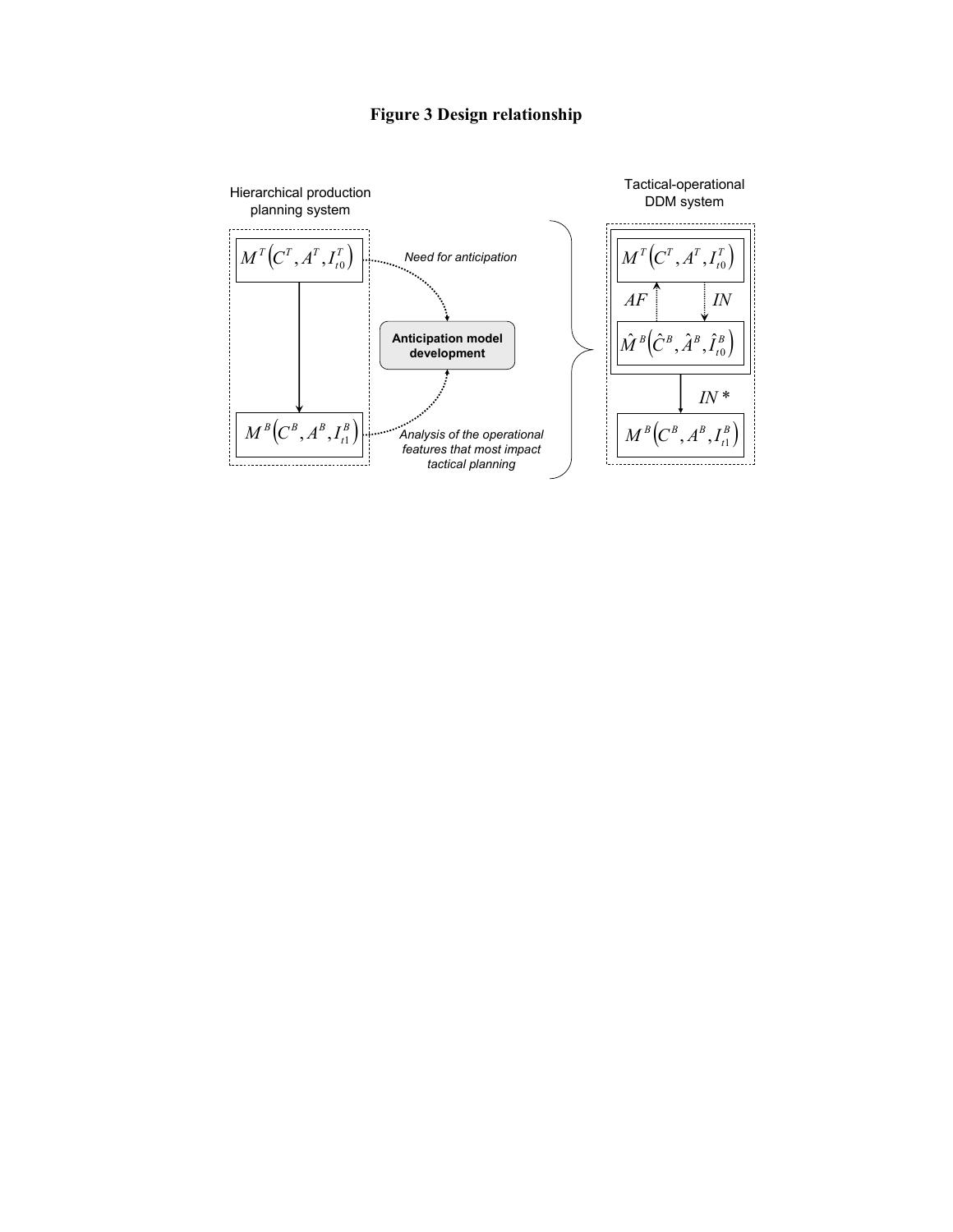**Figure 3 Design relationship**

Hierarchical production planning system

$M^T\left(C^T, A^T, I_{t0}^T\right)$

$M^B\left(C^B, A^B, I_{t1}^B\right)$

*Need for anticipation*

**Anticipation model development**

*Analysis of the operational features that most impact tactical planning*

Tactical-operational DDM system

$M^T\left(C^T, A^T, I_{t0}^T\right)$

$AF$

$IN$

$\hat{M}^B\left(\hat{C}^B, \hat{A}^B, \hat{I}_{t0}^B\right)$

$IN^*$

$M^B\left(C^B, A^B, I_{t1}^B\right)$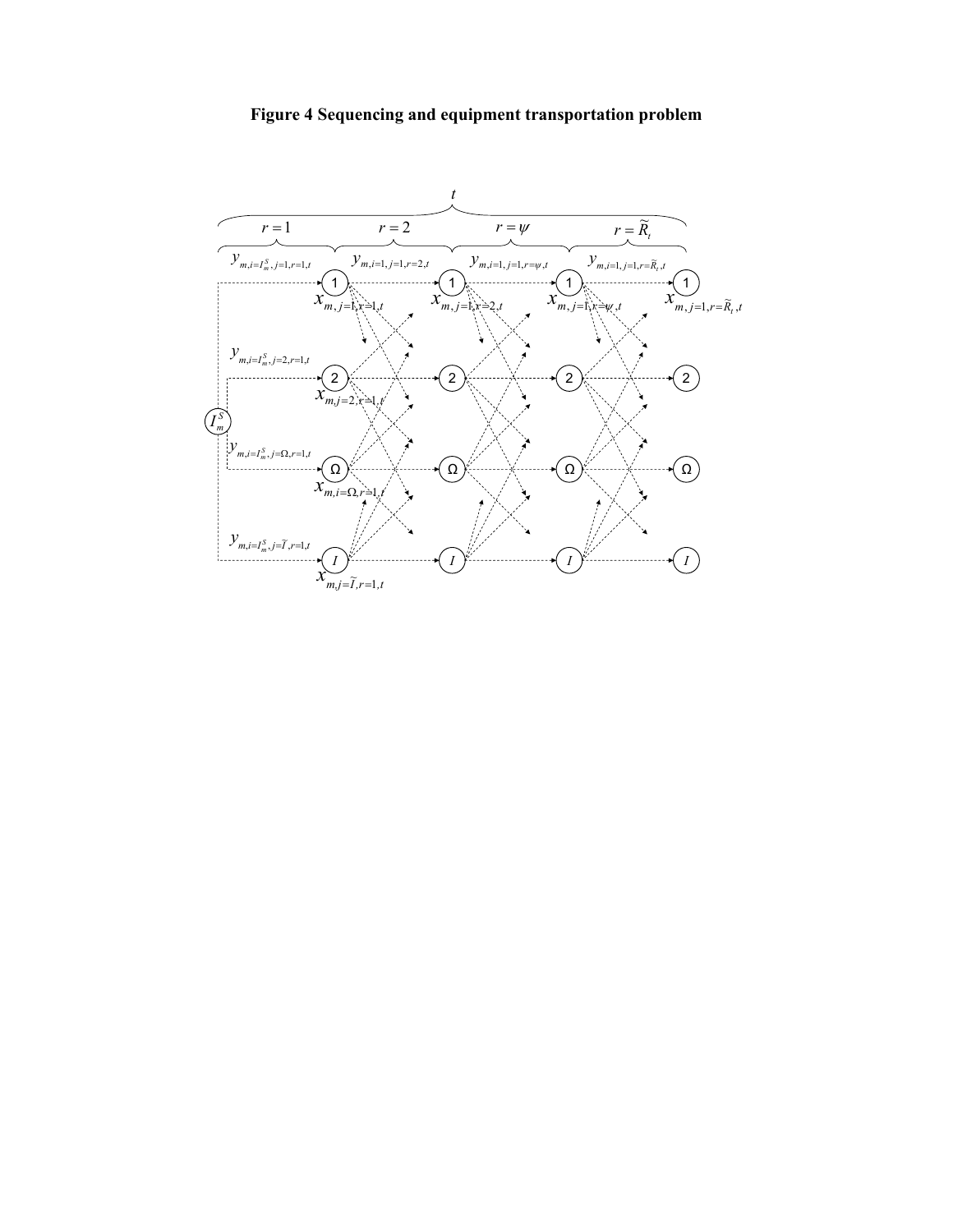**Figure 4 Sequencing and equipment transportation problem**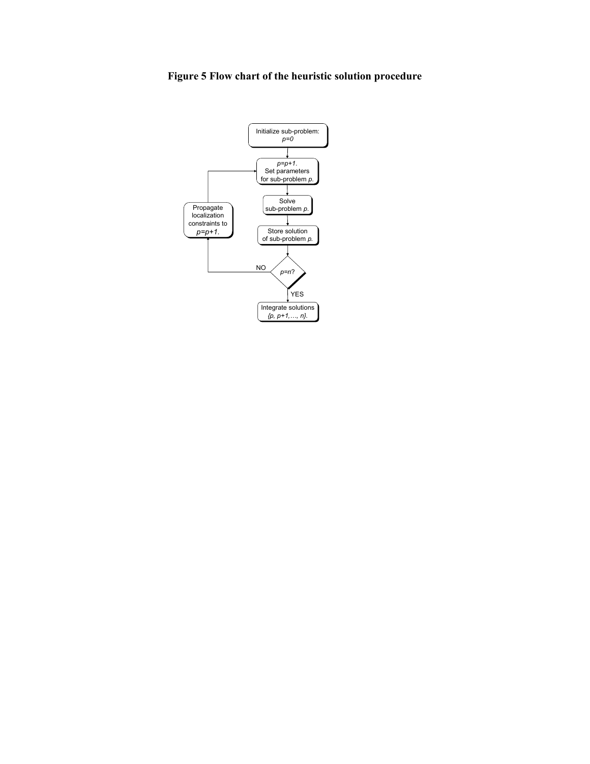**Figure 5 Flow chart of the heuristic solution procedure**

Initialize sub-problem: *p=0*

*p=p+1*. Set parameters for sub-problem *p*.

Solve sub-problem *p*.

Store solution of sub-problem *p*.

*p=n*?

NO

Propagate localization constraints to *p=p+1*.

YES

Integrate solutions *{p, p+1,…, n}*.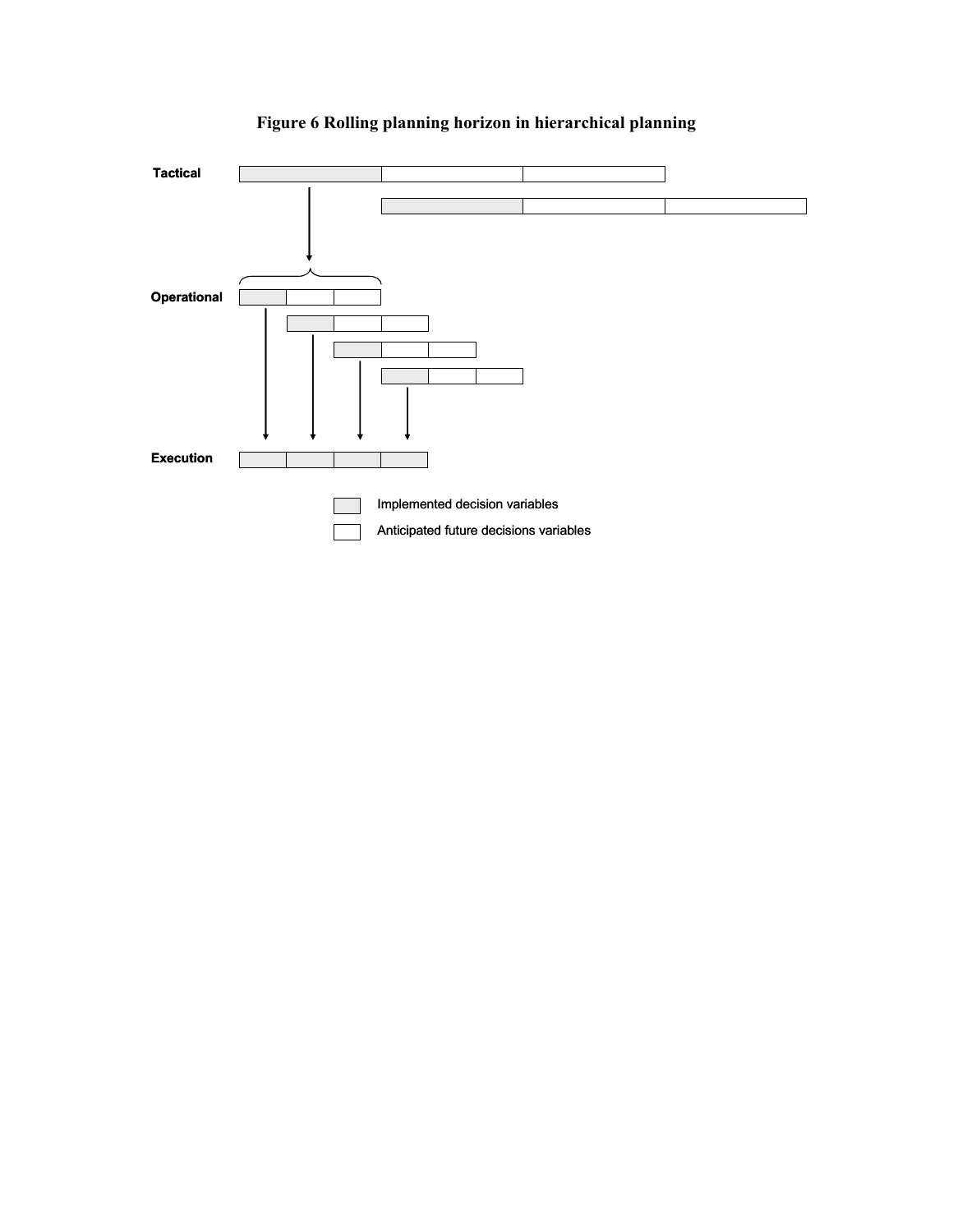**Figure 6 Rolling planning horizon in hierarchical planning**

Tactical

Operational

Execution

Implemented decision variables

Anticipated future decisions variables